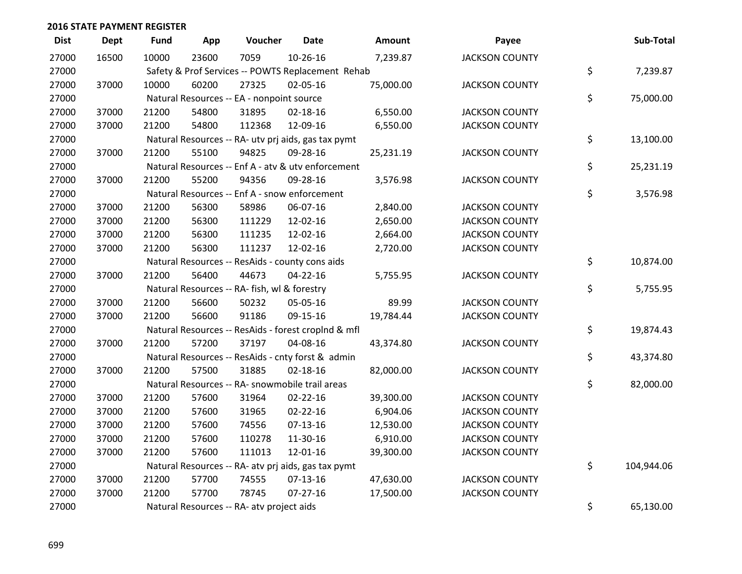## 2016 STATE PAYMENT REGISTER

| Dist | Dept | Fund | App | Voucher | Date | Amount | Payee | Sub-Total |
|---|---|---|---|---|---|---|---|---|
| 27000 | 16500 | 10000 | 23600 | 7059 | 10-26-16 | 7,239.87 | JACKSON COUNTY | |
| 27000 | | Safety & Prof Services -- POWTS Replacement Rehab | | | | | | $ 7,239.87 |
| 27000 | 37000 | 10000 | 60200 | 27325 | 02-05-16 | 75,000.00 | JACKSON COUNTY | |
| 27000 | | Natural Resources -- EA - nonpoint source | | | | | | $ 75,000.00 |
| 27000 | 37000 | 21200 | 54800 | 31895 | 02-18-16 | 6,550.00 | JACKSON COUNTY | |
| 27000 | 37000 | 21200 | 54800 | 112368 | 12-09-16 | 6,550.00 | JACKSON COUNTY | |
| 27000 | | Natural Resources -- RA- utv prj aids, gas tax pymt | | | | | | $ 13,100.00 |
| 27000 | 37000 | 21200 | 55100 | 94825 | 09-28-16 | 25,231.19 | JACKSON COUNTY | |
| 27000 | | Natural Resources -- Enf A - atv & utv enforcement | | | | | | $ 25,231.19 |
| 27000 | 37000 | 21200 | 55200 | 94356 | 09-28-16 | 3,576.98 | JACKSON COUNTY | |
| 27000 | | Natural Resources -- Enf A - snow enforcement | | | | | | $ 3,576.98 |
| 27000 | 37000 | 21200 | 56300 | 58986 | 06-07-16 | 2,840.00 | JACKSON COUNTY | |
| 27000 | 37000 | 21200 | 56300 | 111229 | 12-02-16 | 2,650.00 | JACKSON COUNTY | |
| 27000 | 37000 | 21200 | 56300 | 111235 | 12-02-16 | 2,664.00 | JACKSON COUNTY | |
| 27000 | 37000 | 21200 | 56300 | 111237 | 12-02-16 | 2,720.00 | JACKSON COUNTY | |
| 27000 | | Natural Resources -- ResAids - county cons aids | | | | | | $ 10,874.00 |
| 27000 | 37000 | 21200 | 56400 | 44673 | 04-22-16 | 5,755.95 | JACKSON COUNTY | |
| 27000 | | Natural Resources -- RA- fish, wl & forestry | | | | | | $ 5,755.95 |
| 27000 | 37000 | 21200 | 56600 | 50232 | 05-05-16 | 89.99 | JACKSON COUNTY | |
| 27000 | 37000 | 21200 | 56600 | 91186 | 09-15-16 | 19,784.44 | JACKSON COUNTY | |
| 27000 | | Natural Resources -- ResAids - forest croplnd & mfl | | | | | | $ 19,874.43 |
| 27000 | 37000 | 21200 | 57200 | 37197 | 04-08-16 | 43,374.80 | JACKSON COUNTY | |
| 27000 | | Natural Resources -- ResAids - cnty forst & admin | | | | | | $ 43,374.80 |
| 27000 | 37000 | 21200 | 57500 | 31885 | 02-18-16 | 82,000.00 | JACKSON COUNTY | |
| 27000 | | Natural Resources -- RA- snowmobile trail areas | | | | | | $ 82,000.00 |
| 27000 | 37000 | 21200 | 57600 | 31964 | 02-22-16 | 39,300.00 | JACKSON COUNTY | |
| 27000 | 37000 | 21200 | 57600 | 31965 | 02-22-16 | 6,904.06 | JACKSON COUNTY | |
| 27000 | 37000 | 21200 | 57600 | 74556 | 07-13-16 | 12,530.00 | JACKSON COUNTY | |
| 27000 | 37000 | 21200 | 57600 | 110278 | 11-30-16 | 6,910.00 | JACKSON COUNTY | |
| 27000 | 37000 | 21200 | 57600 | 111013 | 12-01-16 | 39,300.00 | JACKSON COUNTY | |
| 27000 | | Natural Resources -- RA- atv prj aids, gas tax pymt | | | | | | $ 104,944.06 |
| 27000 | 37000 | 21200 | 57700 | 74555 | 07-13-16 | 47,630.00 | JACKSON COUNTY | |
| 27000 | 37000 | 21200 | 57700 | 78745 | 07-27-16 | 17,500.00 | JACKSON COUNTY | |
| 27000 | | Natural Resources -- RA- atv project aids | | | | | | $ 65,130.00 |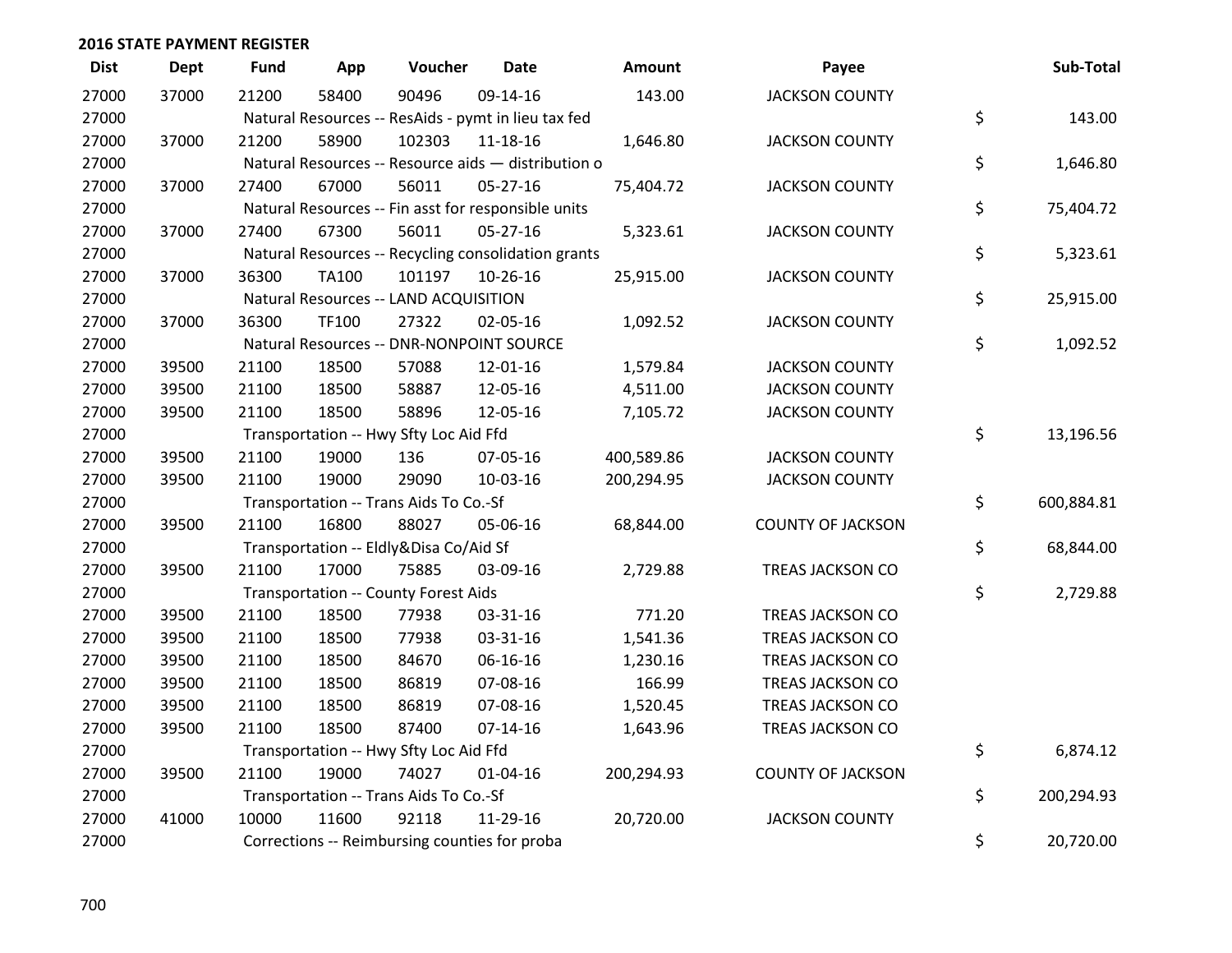## 2016 STATE PAYMENT REGISTER

| Dist | Dept | Fund | App | Voucher | Date | Amount | Payee | Sub-Total |
|---|---|---|---|---|---|---|---|---|
| 27000 | 37000 | 21200 | 58400 | 90496 | 09-14-16 | 143.00 | JACKSON COUNTY | |
| 27000 | | Natural Resources -- ResAids - pymt in lieu tax fed | | | | | | $ 143.00 |
| 27000 | 37000 | 21200 | 58900 | 102303 | 11-18-16 | 1,646.80 | JACKSON COUNTY | |
| 27000 | | Natural Resources -- Resource aids — distribution o | | | | | | $ 1,646.80 |
| 27000 | 37000 | 27400 | 67000 | 56011 | 05-27-16 | 75,404.72 | JACKSON COUNTY | |
| 27000 | | Natural Resources -- Fin asst for responsible units | | | | | | $ 75,404.72 |
| 27000 | 37000 | 27400 | 67300 | 56011 | 05-27-16 | 5,323.61 | JACKSON COUNTY | |
| 27000 | | Natural Resources -- Recycling consolidation grants | | | | | | $ 5,323.61 |
| 27000 | 37000 | 36300 | TA100 | 101197 | 10-26-16 | 25,915.00 | JACKSON COUNTY | |
| 27000 | | Natural Resources -- LAND ACQUISITION | | | | | | $ 25,915.00 |
| 27000 | 37000 | 36300 | TF100 | 27322 | 02-05-16 | 1,092.52 | JACKSON COUNTY | |
| 27000 | | Natural Resources -- DNR-NONPOINT SOURCE | | | | | | $ 1,092.52 |
| 27000 | 39500 | 21100 | 18500 | 57088 | 12-01-16 | 1,579.84 | JACKSON COUNTY | |
| 27000 | 39500 | 21100 | 18500 | 58887 | 12-05-16 | 4,511.00 | JACKSON COUNTY | |
| 27000 | 39500 | 21100 | 18500 | 58896 | 12-05-16 | 7,105.72 | JACKSON COUNTY | |
| 27000 | | Transportation -- Hwy Sfty Loc Aid Ffd | | | | | | $ 13,196.56 |
| 27000 | 39500 | 21100 | 19000 | 136 | 07-05-16 | 400,589.86 | JACKSON COUNTY | |
| 27000 | 39500 | 21100 | 19000 | 29090 | 10-03-16 | 200,294.95 | JACKSON COUNTY | |
| 27000 | | Transportation -- Trans Aids To Co.-Sf | | | | | | $ 600,884.81 |
| 27000 | 39500 | 21100 | 16800 | 88027 | 05-06-16 | 68,844.00 | COUNTY OF JACKSON | |
| 27000 | | Transportation -- Eldly&Disa Co/Aid Sf | | | | | | $ 68,844.00 |
| 27000 | 39500 | 21100 | 17000 | 75885 | 03-09-16 | 2,729.88 | TREAS JACKSON CO | |
| 27000 | | Transportation -- County Forest Aids | | | | | | $ 2,729.88 |
| 27000 | 39500 | 21100 | 18500 | 77938 | 03-31-16 | 771.20 | TREAS JACKSON CO | |
| 27000 | 39500 | 21100 | 18500 | 77938 | 03-31-16 | 1,541.36 | TREAS JACKSON CO | |
| 27000 | 39500 | 21100 | 18500 | 84670 | 06-16-16 | 1,230.16 | TREAS JACKSON CO | |
| 27000 | 39500 | 21100 | 18500 | 86819 | 07-08-16 | 166.99 | TREAS JACKSON CO | |
| 27000 | 39500 | 21100 | 18500 | 86819 | 07-08-16 | 1,520.45 | TREAS JACKSON CO | |
| 27000 | 39500 | 21100 | 18500 | 87400 | 07-14-16 | 1,643.96 | TREAS JACKSON CO | |
| 27000 | | Transportation -- Hwy Sfty Loc Aid Ffd | | | | | | $ 6,874.12 |
| 27000 | 39500 | 21100 | 19000 | 74027 | 01-04-16 | 200,294.93 | COUNTY OF JACKSON | |
| 27000 | | Transportation -- Trans Aids To Co.-Sf | | | | | | $ 200,294.93 |
| 27000 | 41000 | 10000 | 11600 | 92118 | 11-29-16 | 20,720.00 | JACKSON COUNTY | |
| 27000 | | Corrections -- Reimbursing counties for proba | | | | | | $ 20,720.00 |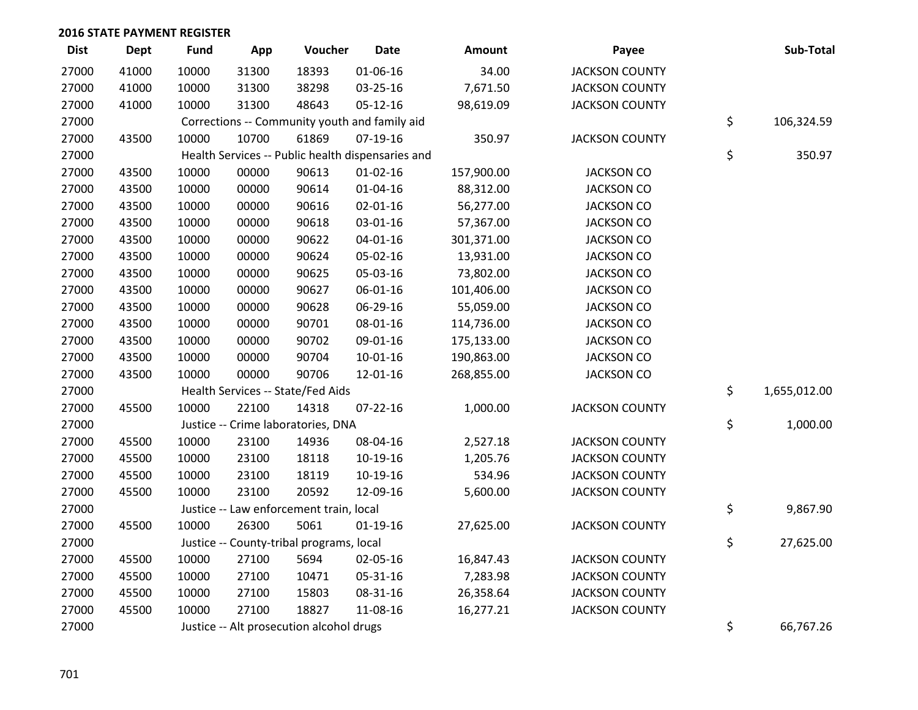## 2016 STATE PAYMENT REGISTER

| Dist | Dept | Fund | App | Voucher | Date | Amount | Payee | | Sub-Total |
|---|---|---|---|---|---|---|---|---|---|
| 27000 | 41000 | 10000 | 31300 | 18393 | 01-06-16 | 34.00 | JACKSON COUNTY | | |
| 27000 | 41000 | 10000 | 31300 | 38298 | 03-25-16 | 7,671.50 | JACKSON COUNTY | | |
| 27000 | 41000 | 10000 | 31300 | 48643 | 05-12-16 | 98,619.09 | JACKSON COUNTY | | |
| 27000 | | Corrections -- Community youth and family aid | | | | | | $ | 106,324.59 |
| 27000 | 43500 | 10000 | 10700 | 61869 | 07-19-16 | 350.97 | JACKSON COUNTY | | |
| 27000 | | Health Services -- Public health dispensaries and | | | | | | $ | 350.97 |
| 27000 | 43500 | 10000 | 00000 | 90613 | 01-02-16 | 157,900.00 | JACKSON CO | | |
| 27000 | 43500 | 10000 | 00000 | 90614 | 01-04-16 | 88,312.00 | JACKSON CO | | |
| 27000 | 43500 | 10000 | 00000 | 90616 | 02-01-16 | 56,277.00 | JACKSON CO | | |
| 27000 | 43500 | 10000 | 00000 | 90618 | 03-01-16 | 57,367.00 | JACKSON CO | | |
| 27000 | 43500 | 10000 | 00000 | 90622 | 04-01-16 | 301,371.00 | JACKSON CO | | |
| 27000 | 43500 | 10000 | 00000 | 90624 | 05-02-16 | 13,931.00 | JACKSON CO | | |
| 27000 | 43500 | 10000 | 00000 | 90625 | 05-03-16 | 73,802.00 | JACKSON CO | | |
| 27000 | 43500 | 10000 | 00000 | 90627 | 06-01-16 | 101,406.00 | JACKSON CO | | |
| 27000 | 43500 | 10000 | 00000 | 90628 | 06-29-16 | 55,059.00 | JACKSON CO | | |
| 27000 | 43500 | 10000 | 00000 | 90701 | 08-01-16 | 114,736.00 | JACKSON CO | | |
| 27000 | 43500 | 10000 | 00000 | 90702 | 09-01-16 | 175,133.00 | JACKSON CO | | |
| 27000 | 43500 | 10000 | 00000 | 90704 | 10-01-16 | 190,863.00 | JACKSON CO | | |
| 27000 | 43500 | 10000 | 00000 | 90706 | 12-01-16 | 268,855.00 | JACKSON CO | | |
| 27000 | | Health Services -- State/Fed Aids | | | | | | $ | 1,655,012.00 |
| 27000 | 45500 | 10000 | 22100 | 14318 | 07-22-16 | 1,000.00 | JACKSON COUNTY | | |
| 27000 | | Justice -- Crime laboratories, DNA | | | | | | $ | 1,000.00 |
| 27000 | 45500 | 10000 | 23100 | 14936 | 08-04-16 | 2,527.18 | JACKSON COUNTY | | |
| 27000 | 45500 | 10000 | 23100 | 18118 | 10-19-16 | 1,205.76 | JACKSON COUNTY | | |
| 27000 | 45500 | 10000 | 23100 | 18119 | 10-19-16 | 534.96 | JACKSON COUNTY | | |
| 27000 | 45500 | 10000 | 23100 | 20592 | 12-09-16 | 5,600.00 | JACKSON COUNTY | | |
| 27000 | | Justice -- Law enforcement train, local | | | | | | $ | 9,867.90 |
| 27000 | 45500 | 10000 | 26300 | 5061 | 01-19-16 | 27,625.00 | JACKSON COUNTY | | |
| 27000 | | Justice -- County-tribal programs, local | | | | | | $ | 27,625.00 |
| 27000 | 45500 | 10000 | 27100 | 5694 | 02-05-16 | 16,847.43 | JACKSON COUNTY | | |
| 27000 | 45500 | 10000 | 27100 | 10471 | 05-31-16 | 7,283.98 | JACKSON COUNTY | | |
| 27000 | 45500 | 10000 | 27100 | 15803 | 08-31-16 | 26,358.64 | JACKSON COUNTY | | |
| 27000 | 45500 | 10000 | 27100 | 18827 | 11-08-16 | 16,277.21 | JACKSON COUNTY | | |
| 27000 | | Justice -- Alt prosecution alcohol drugs | | | | | | $ | 66,767.26 |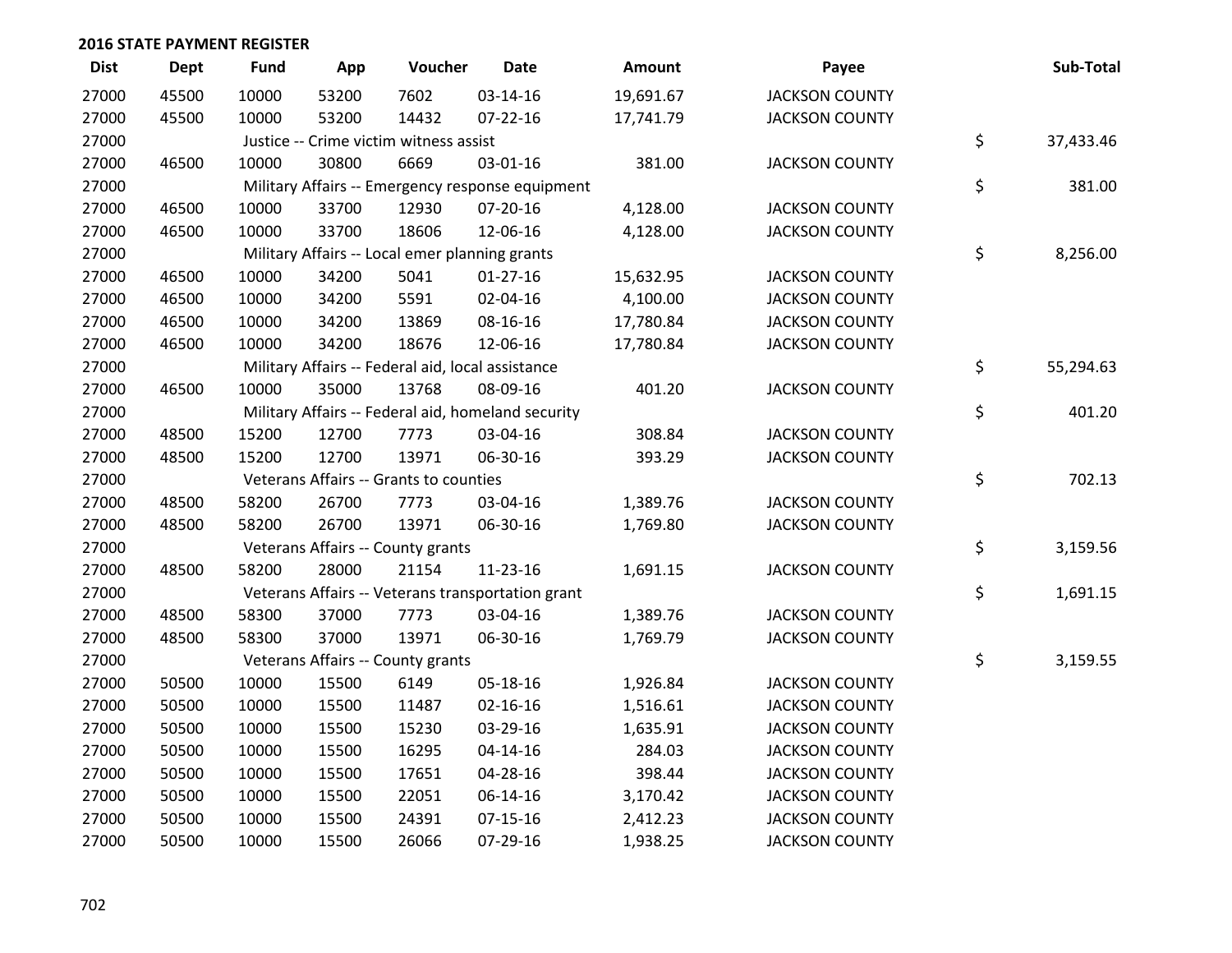## 2016 STATE PAYMENT REGISTER

| Dist | Dept | Fund | App | Voucher | Date | Amount | Payee | Sub-Total |
|---|---|---|---|---|---|---|---|---|
| 27000 | 45500 | 10000 | 53200 | 7602 | 03-14-16 | 19,691.67 | JACKSON COUNTY | |
| 27000 | 45500 | 10000 | 53200 | 14432 | 07-22-16 | 17,741.79 | JACKSON COUNTY | |
| 27000 | | Justice -- Crime victim witness assist | | | | | | $ 37,433.46 |
| 27000 | 46500 | 10000 | 30800 | 6669 | 03-01-16 | 381.00 | JACKSON COUNTY | |
| 27000 | | Military Affairs -- Emergency response equipment | | | | | | $ 381.00 |
| 27000 | 46500 | 10000 | 33700 | 12930 | 07-20-16 | 4,128.00 | JACKSON COUNTY | |
| 27000 | 46500 | 10000 | 33700 | 18606 | 12-06-16 | 4,128.00 | JACKSON COUNTY | |
| 27000 | | Military Affairs -- Local emer planning grants | | | | | | $ 8,256.00 |
| 27000 | 46500 | 10000 | 34200 | 5041 | 01-27-16 | 15,632.95 | JACKSON COUNTY | |
| 27000 | 46500 | 10000 | 34200 | 5591 | 02-04-16 | 4,100.00 | JACKSON COUNTY | |
| 27000 | 46500 | 10000 | 34200 | 13869 | 08-16-16 | 17,780.84 | JACKSON COUNTY | |
| 27000 | 46500 | 10000 | 34200 | 18676 | 12-06-16 | 17,780.84 | JACKSON COUNTY | |
| 27000 | | Military Affairs -- Federal aid, local assistance | | | | | | $ 55,294.63 |
| 27000 | 46500 | 10000 | 35000 | 13768 | 08-09-16 | 401.20 | JACKSON COUNTY | |
| 27000 | | Military Affairs -- Federal aid, homeland security | | | | | | $ 401.20 |
| 27000 | 48500 | 15200 | 12700 | 7773 | 03-04-16 | 308.84 | JACKSON COUNTY | |
| 27000 | 48500 | 15200 | 12700 | 13971 | 06-30-16 | 393.29 | JACKSON COUNTY | |
| 27000 | | Veterans Affairs -- Grants to counties | | | | | | $ 702.13 |
| 27000 | 48500 | 58200 | 26700 | 7773 | 03-04-16 | 1,389.76 | JACKSON COUNTY | |
| 27000 | 48500 | 58200 | 26700 | 13971 | 06-30-16 | 1,769.80 | JACKSON COUNTY | |
| 27000 | | Veterans Affairs -- County grants | | | | | | $ 3,159.56 |
| 27000 | 48500 | 58200 | 28000 | 21154 | 11-23-16 | 1,691.15 | JACKSON COUNTY | |
| 27000 | | Veterans Affairs -- Veterans transportation grant | | | | | | $ 1,691.15 |
| 27000 | 48500 | 58300 | 37000 | 7773 | 03-04-16 | 1,389.76 | JACKSON COUNTY | |
| 27000 | 48500 | 58300 | 37000 | 13971 | 06-30-16 | 1,769.79 | JACKSON COUNTY | |
| 27000 | | Veterans Affairs -- County grants | | | | | | $ 3,159.55 |
| 27000 | 50500 | 10000 | 15500 | 6149 | 05-18-16 | 1,926.84 | JACKSON COUNTY | |
| 27000 | 50500 | 10000 | 15500 | 11487 | 02-16-16 | 1,516.61 | JACKSON COUNTY | |
| 27000 | 50500 | 10000 | 15500 | 15230 | 03-29-16 | 1,635.91 | JACKSON COUNTY | |
| 27000 | 50500 | 10000 | 15500 | 16295 | 04-14-16 | 284.03 | JACKSON COUNTY | |
| 27000 | 50500 | 10000 | 15500 | 17651 | 04-28-16 | 398.44 | JACKSON COUNTY | |
| 27000 | 50500 | 10000 | 15500 | 22051 | 06-14-16 | 3,170.42 | JACKSON COUNTY | |
| 27000 | 50500 | 10000 | 15500 | 24391 | 07-15-16 | 2,412.23 | JACKSON COUNTY | |
| 27000 | 50500 | 10000 | 15500 | 26066 | 07-29-16 | 1,938.25 | JACKSON COUNTY | |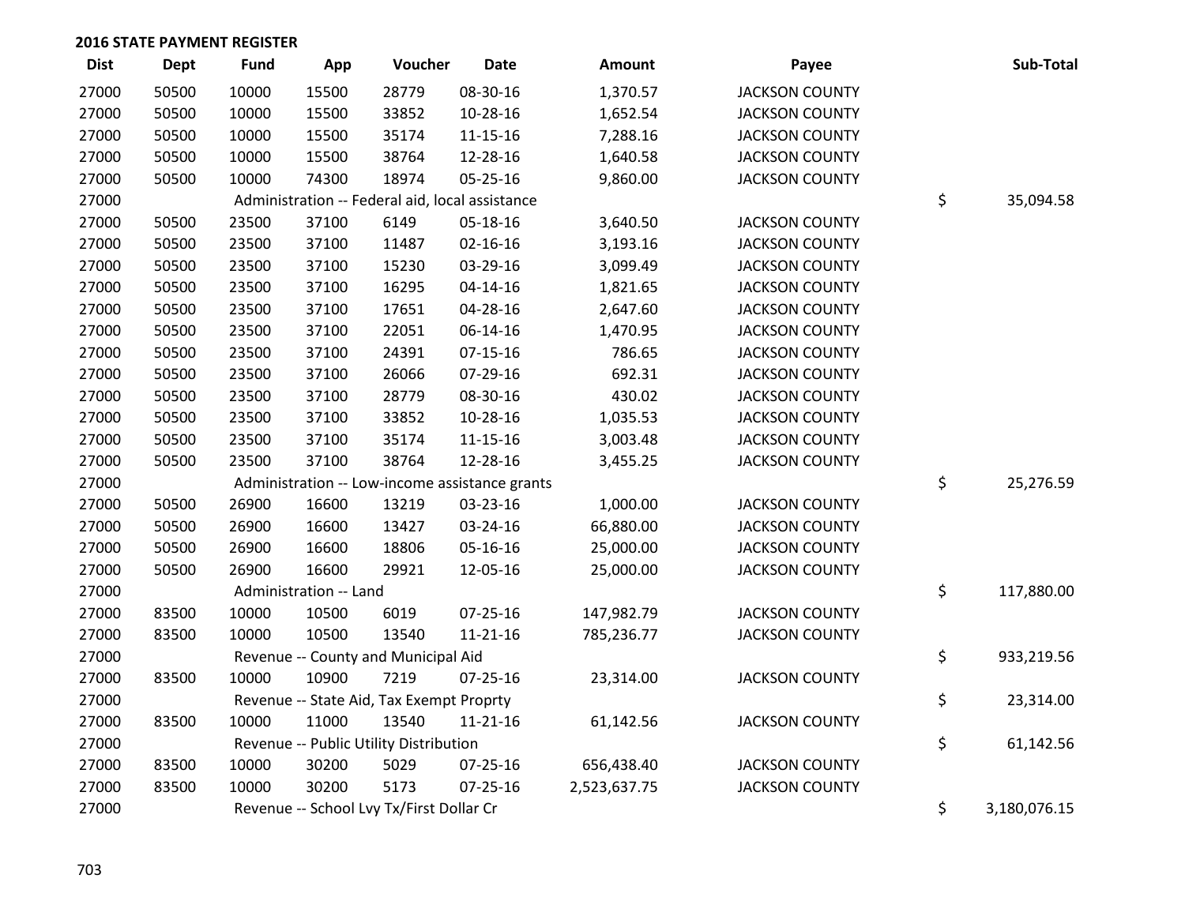## 2016 STATE PAYMENT REGISTER

| Dist | Dept | Fund | App | Voucher | Date | Amount | Payee | | Sub-Total |
|---|---|---|---|---|---|---|---|---|---|
| 27000 | 50500 | 10000 | 15500 | 28779 | 08-30-16 | 1,370.57 | JACKSON COUNTY | | |
| 27000 | 50500 | 10000 | 15500 | 33852 | 10-28-16 | 1,652.54 | JACKSON COUNTY | | |
| 27000 | 50500 | 10000 | 15500 | 35174 | 11-15-16 | 7,288.16 | JACKSON COUNTY | | |
| 27000 | 50500 | 10000 | 15500 | 38764 | 12-28-16 | 1,640.58 | JACKSON COUNTY | | |
| 27000 | 50500 | 10000 | 74300 | 18974 | 05-25-16 | 9,860.00 | JACKSON COUNTY | | |
| 27000 | | Administration -- Federal aid, local assistance | | | | | | $ | 35,094.58 |
| 27000 | 50500 | 23500 | 37100 | 6149 | 05-18-16 | 3,640.50 | JACKSON COUNTY | | |
| 27000 | 50500 | 23500 | 37100 | 11487 | 02-16-16 | 3,193.16 | JACKSON COUNTY | | |
| 27000 | 50500 | 23500 | 37100 | 15230 | 03-29-16 | 3,099.49 | JACKSON COUNTY | | |
| 27000 | 50500 | 23500 | 37100 | 16295 | 04-14-16 | 1,821.65 | JACKSON COUNTY | | |
| 27000 | 50500 | 23500 | 37100 | 17651 | 04-28-16 | 2,647.60 | JACKSON COUNTY | | |
| 27000 | 50500 | 23500 | 37100 | 22051 | 06-14-16 | 1,470.95 | JACKSON COUNTY | | |
| 27000 | 50500 | 23500 | 37100 | 24391 | 07-15-16 | 786.65 | JACKSON COUNTY | | |
| 27000 | 50500 | 23500 | 37100 | 26066 | 07-29-16 | 692.31 | JACKSON COUNTY | | |
| 27000 | 50500 | 23500 | 37100 | 28779 | 08-30-16 | 430.02 | JACKSON COUNTY | | |
| 27000 | 50500 | 23500 | 37100 | 33852 | 10-28-16 | 1,035.53 | JACKSON COUNTY | | |
| 27000 | 50500 | 23500 | 37100 | 35174 | 11-15-16 | 3,003.48 | JACKSON COUNTY | | |
| 27000 | 50500 | 23500 | 37100 | 38764 | 12-28-16 | 3,455.25 | JACKSON COUNTY | | |
| 27000 | | Administration -- Low-income assistance grants | | | | | | $ | 25,276.59 |
| 27000 | 50500 | 26900 | 16600 | 13219 | 03-23-16 | 1,000.00 | JACKSON COUNTY | | |
| 27000 | 50500 | 26900 | 16600 | 13427 | 03-24-16 | 66,880.00 | JACKSON COUNTY | | |
| 27000 | 50500 | 26900 | 16600 | 18806 | 05-16-16 | 25,000.00 | JACKSON COUNTY | | |
| 27000 | 50500 | 26900 | 16600 | 29921 | 12-05-16 | 25,000.00 | JACKSON COUNTY | | |
| 27000 | | Administration -- Land | | | | | | $ | 117,880.00 |
| 27000 | 83500 | 10000 | 10500 | 6019 | 07-25-16 | 147,982.79 | JACKSON COUNTY | | |
| 27000 | 83500 | 10000 | 10500 | 13540 | 11-21-16 | 785,236.77 | JACKSON COUNTY | | |
| 27000 | | Revenue -- County and Municipal Aid | | | | | | $ | 933,219.56 |
| 27000 | 83500 | 10000 | 10900 | 7219 | 07-25-16 | 23,314.00 | JACKSON COUNTY | | |
| 27000 | | Revenue -- State Aid, Tax Exempt Proprty | | | | | | $ | 23,314.00 |
| 27000 | 83500 | 10000 | 11000 | 13540 | 11-21-16 | 61,142.56 | JACKSON COUNTY | | |
| 27000 | | Revenue -- Public Utility Distribution | | | | | | $ | 61,142.56 |
| 27000 | 83500 | 10000 | 30200 | 5029 | 07-25-16 | 656,438.40 | JACKSON COUNTY | | |
| 27000 | 83500 | 10000 | 30200 | 5173 | 07-25-16 | 2,523,637.75 | JACKSON COUNTY | | |
| 27000 | | Revenue -- School Lvy Tx/First Dollar Cr | | | | | | $ | 3,180,076.15 |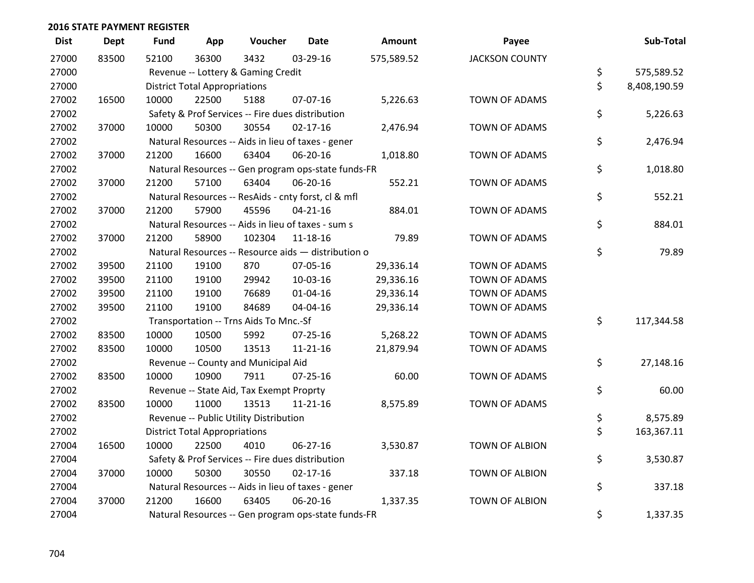## 2016 STATE PAYMENT REGISTER

| Dist | Dept | Fund | App | Voucher | Date | Amount | Payee | | Sub-Total |
|---|---|---|---|---|---|---|---|---|---|
| 27000 | 83500 | 52100 | 36300 | 3432 | 03-29-16 | 575,589.52 | JACKSON COUNTY | | |
| 27000 | | Revenue -- Lottery & Gaming Credit | | | | | | $ | 575,589.52 |
| 27000 | | District Total Appropriations | | | | | | $ | 8,408,190.59 |
| 27002 | 16500 | 10000 | 22500 | 5188 | 07-07-16 | 5,226.63 | TOWN OF ADAMS | | |
| 27002 | | Safety & Prof Services -- Fire dues distribution | | | | | | $ | 5,226.63 |
| 27002 | 37000 | 10000 | 50300 | 30554 | 02-17-16 | 2,476.94 | TOWN OF ADAMS | | |
| 27002 | | Natural Resources -- Aids in lieu of taxes - gener | | | | | | $ | 2,476.94 |
| 27002 | 37000 | 21200 | 16600 | 63404 | 06-20-16 | 1,018.80 | TOWN OF ADAMS | | |
| 27002 | | Natural Resources -- Gen program ops-state funds-FR | | | | | | $ | 1,018.80 |
| 27002 | 37000 | 21200 | 57100 | 63404 | 06-20-16 | 552.21 | TOWN OF ADAMS | | |
| 27002 | | Natural Resources -- ResAids - cnty forst, cl & mfl | | | | | | $ | 552.21 |
| 27002 | 37000 | 21200 | 57900 | 45596 | 04-21-16 | 884.01 | TOWN OF ADAMS | | |
| 27002 | | Natural Resources -- Aids in lieu of taxes - sum s | | | | | | $ | 884.01 |
| 27002 | 37000 | 21200 | 58900 | 102304 | 11-18-16 | 79.89 | TOWN OF ADAMS | | |
| 27002 | | Natural Resources -- Resource aids — distribution o | | | | | | $ | 79.89 |
| 27002 | 39500 | 21100 | 19100 | 870 | 07-05-16 | 29,336.14 | TOWN OF ADAMS | | |
| 27002 | 39500 | 21100 | 19100 | 29942 | 10-03-16 | 29,336.16 | TOWN OF ADAMS | | |
| 27002 | 39500 | 21100 | 19100 | 76689 | 01-04-16 | 29,336.14 | TOWN OF ADAMS | | |
| 27002 | 39500 | 21100 | 19100 | 84689 | 04-04-16 | 29,336.14 | TOWN OF ADAMS | | |
| 27002 | | Transportation -- Trns Aids To Mnc.-Sf | | | | | | $ | 117,344.58 |
| 27002 | 83500 | 10000 | 10500 | 5992 | 07-25-16 | 5,268.22 | TOWN OF ADAMS | | |
| 27002 | 83500 | 10000 | 10500 | 13513 | 11-21-16 | 21,879.94 | TOWN OF ADAMS | | |
| 27002 | | Revenue -- County and Municipal Aid | | | | | | $ | 27,148.16 |
| 27002 | 83500 | 10000 | 10900 | 7911 | 07-25-16 | 60.00 | TOWN OF ADAMS | | |
| 27002 | | Revenue -- State Aid, Tax Exempt Proprty | | | | | | $ | 60.00 |
| 27002 | 83500 | 10000 | 11000 | 13513 | 11-21-16 | 8,575.89 | TOWN OF ADAMS | | |
| 27002 | | Revenue -- Public Utility Distribution | | | | | | $ | 8,575.89 |
| 27002 | | District Total Appropriations | | | | | | $ | 163,367.11 |
| 27004 | 16500 | 10000 | 22500 | 4010 | 06-27-16 | 3,530.87 | TOWN OF ALBION | | |
| 27004 | | Safety & Prof Services -- Fire dues distribution | | | | | | $ | 3,530.87 |
| 27004 | 37000 | 10000 | 50300 | 30550 | 02-17-16 | 337.18 | TOWN OF ALBION | | |
| 27004 | | Natural Resources -- Aids in lieu of taxes - gener | | | | | | $ | 337.18 |
| 27004 | 37000 | 21200 | 16600 | 63405 | 06-20-16 | 1,337.35 | TOWN OF ALBION | | |
| 27004 | | Natural Resources -- Gen program ops-state funds-FR | | | | | | $ | 1,337.35 |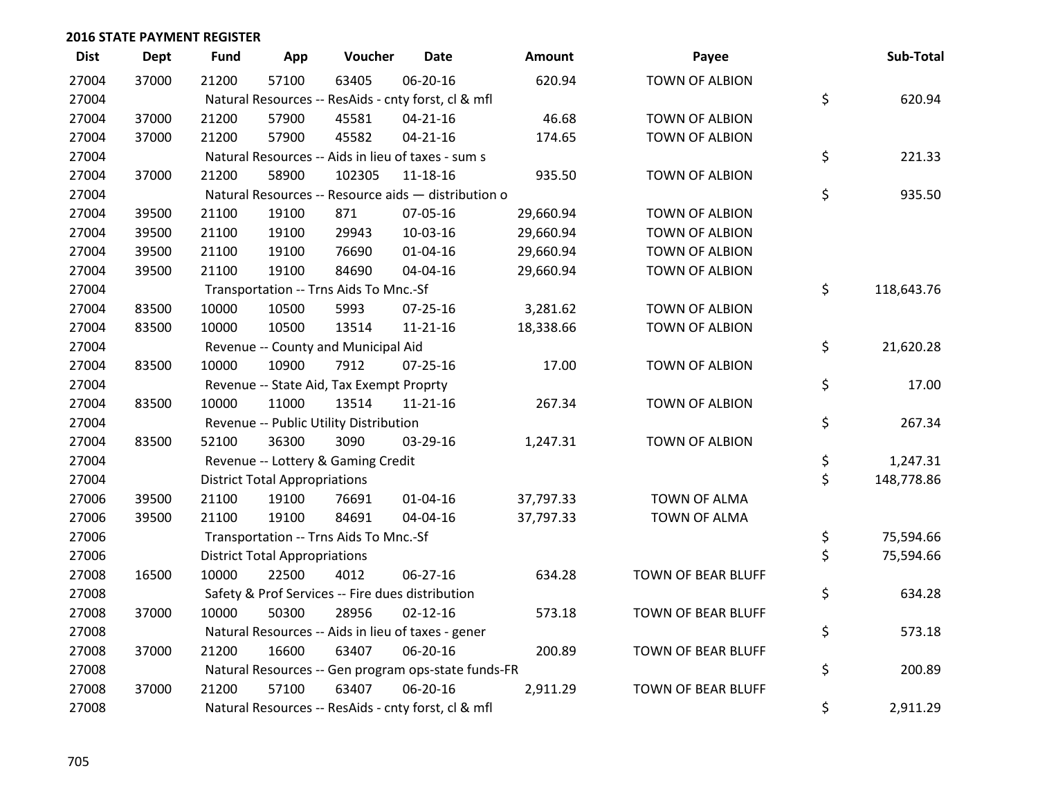## 2016 STATE PAYMENT REGISTER

| Dist | Dept | Fund | App | Voucher | Date | Amount | Payee | Sub-Total |
|---|---|---|---|---|---|---|---|---|
| 27004 | 37000 | 21200 | 57100 | 63405 | 06-20-16 | 620.94 | TOWN OF ALBION | |
| 27004 | | Natural Resources -- ResAids - cnty forst, cl & mfl | | | | | | $ 620.94 |
| 27004 | 37000 | 21200 | 57900 | 45581 | 04-21-16 | 46.68 | TOWN OF ALBION | |
| 27004 | 37000 | 21200 | 57900 | 45582 | 04-21-16 | 174.65 | TOWN OF ALBION | |
| 27004 | | Natural Resources -- Aids in lieu of taxes - sum s | | | | | | $ 221.33 |
| 27004 | 37000 | 21200 | 58900 | 102305 | 11-18-16 | 935.50 | TOWN OF ALBION | |
| 27004 | | Natural Resources -- Resource aids — distribution o | | | | | | $ 935.50 |
| 27004 | 39500 | 21100 | 19100 | 871 | 07-05-16 | 29,660.94 | TOWN OF ALBION | |
| 27004 | 39500 | 21100 | 19100 | 29943 | 10-03-16 | 29,660.94 | TOWN OF ALBION | |
| 27004 | 39500 | 21100 | 19100 | 76690 | 01-04-16 | 29,660.94 | TOWN OF ALBION | |
| 27004 | 39500 | 21100 | 19100 | 84690 | 04-04-16 | 29,660.94 | TOWN OF ALBION | |
| 27004 | | Transportation -- Trns Aids To Mnc.-Sf | | | | | | $ 118,643.76 |
| 27004 | 83500 | 10000 | 10500 | 5993 | 07-25-16 | 3,281.62 | TOWN OF ALBION | |
| 27004 | 83500 | 10000 | 10500 | 13514 | 11-21-16 | 18,338.66 | TOWN OF ALBION | |
| 27004 | | Revenue -- County and Municipal Aid | | | | | | $ 21,620.28 |
| 27004 | 83500 | 10000 | 10900 | 7912 | 07-25-16 | 17.00 | TOWN OF ALBION | |
| 27004 | | Revenue -- State Aid, Tax Exempt Proprty | | | | | | $ 17.00 |
| 27004 | 83500 | 10000 | 11000 | 13514 | 11-21-16 | 267.34 | TOWN OF ALBION | |
| 27004 | | Revenue -- Public Utility Distribution | | | | | | $ 267.34 |
| 27004 | 83500 | 52100 | 36300 | 3090 | 03-29-16 | 1,247.31 | TOWN OF ALBION | |
| 27004 | | Revenue -- Lottery & Gaming Credit | | | | | | $ 1,247.31 |
| 27004 | | District Total Appropriations | | | | | | $ 148,778.86 |
| 27006 | 39500 | 21100 | 19100 | 76691 | 01-04-16 | 37,797.33 | TOWN OF ALMA | |
| 27006 | 39500 | 21100 | 19100 | 84691 | 04-04-16 | 37,797.33 | TOWN OF ALMA | |
| 27006 | | Transportation -- Trns Aids To Mnc.-Sf | | | | | | $ 75,594.66 |
| 27006 | | District Total Appropriations | | | | | | $ 75,594.66 |
| 27008 | 16500 | 10000 | 22500 | 4012 | 06-27-16 | 634.28 | TOWN OF BEAR BLUFF | |
| 27008 | | Safety & Prof Services -- Fire dues distribution | | | | | | $ 634.28 |
| 27008 | 37000 | 10000 | 50300 | 28956 | 02-12-16 | 573.18 | TOWN OF BEAR BLUFF | |
| 27008 | | Natural Resources -- Aids in lieu of taxes - gener | | | | | | $ 573.18 |
| 27008 | 37000 | 21200 | 16600 | 63407 | 06-20-16 | 200.89 | TOWN OF BEAR BLUFF | |
| 27008 | | Natural Resources -- Gen program ops-state funds-FR | | | | | | $ 200.89 |
| 27008 | 37000 | 21200 | 57100 | 63407 | 06-20-16 | 2,911.29 | TOWN OF BEAR BLUFF | |
| 27008 | | Natural Resources -- ResAids - cnty forst, cl & mfl | | | | | | $ 2,911.29 |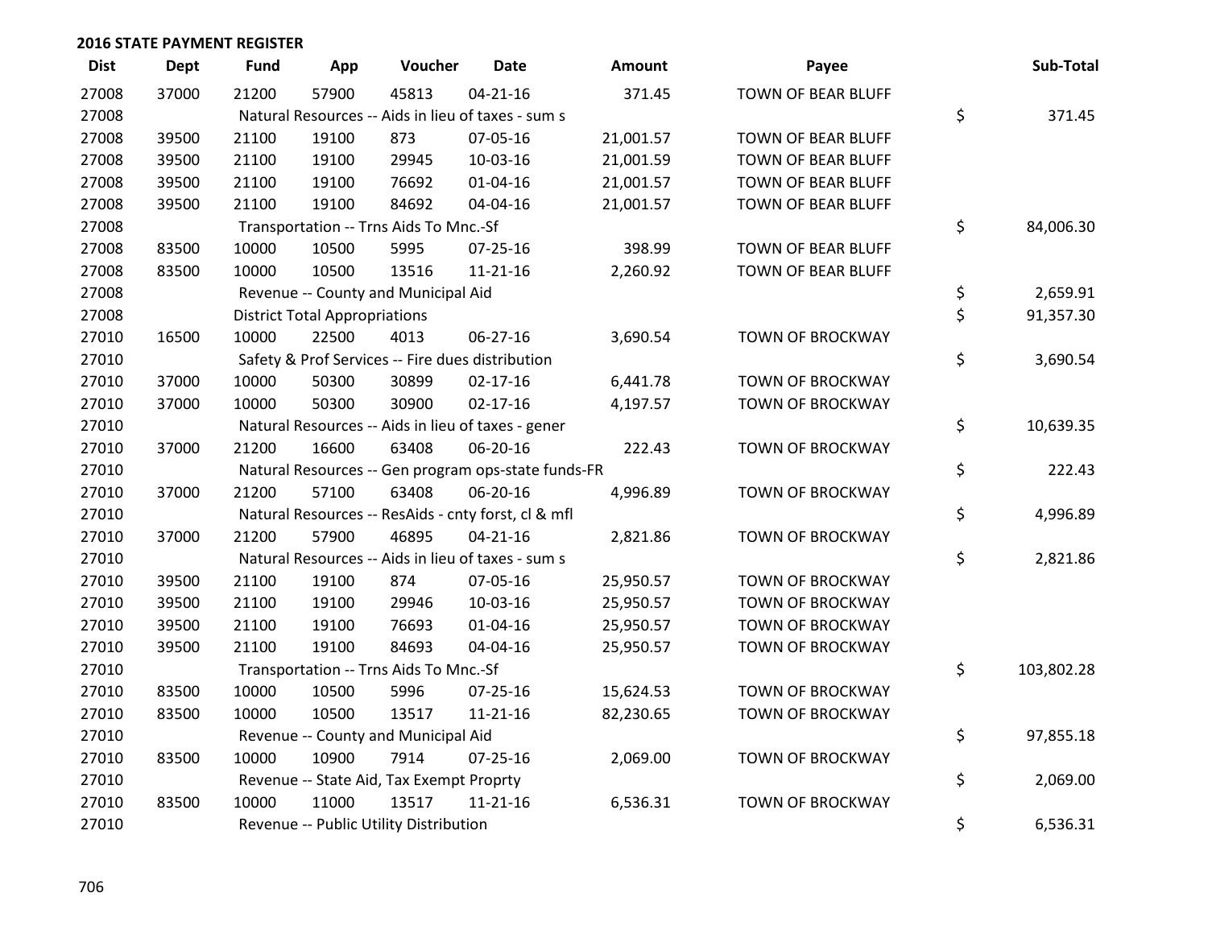## 2016 STATE PAYMENT REGISTER

| Dist | Dept | Fund | App | Voucher | Date | Amount | Payee | Sub-Total |
|---|---|---|---|---|---|---|---|---|
| 27008 | 37000 | 21200 | 57900 | 45813 | 04-21-16 | 371.45 | TOWN OF BEAR BLUFF | |
| 27008 | | Natural Resources -- Aids in lieu of taxes - sum s | | | | | | $ 371.45 |
| 27008 | 39500 | 21100 | 19100 | 873 | 07-05-16 | 21,001.57 | TOWN OF BEAR BLUFF | |
| 27008 | 39500 | 21100 | 19100 | 29945 | 10-03-16 | 21,001.59 | TOWN OF BEAR BLUFF | |
| 27008 | 39500 | 21100 | 19100 | 76692 | 01-04-16 | 21,001.57 | TOWN OF BEAR BLUFF | |
| 27008 | 39500 | 21100 | 19100 | 84692 | 04-04-16 | 21,001.57 | TOWN OF BEAR BLUFF | |
| 27008 | | Transportation -- Trns Aids To Mnc.-Sf | | | | | | $ 84,006.30 |
| 27008 | 83500 | 10000 | 10500 | 5995 | 07-25-16 | 398.99 | TOWN OF BEAR BLUFF | |
| 27008 | 83500 | 10000 | 10500 | 13516 | 11-21-16 | 2,260.92 | TOWN OF BEAR BLUFF | |
| 27008 | | Revenue -- County and Municipal Aid | | | | | | $ 2,659.91 |
| 27008 | | District Total Appropriations | | | | | | $ 91,357.30 |
| 27010 | 16500 | 10000 | 22500 | 4013 | 06-27-16 | 3,690.54 | TOWN OF BROCKWAY | |
| 27010 | | Safety & Prof Services -- Fire dues distribution | | | | | | $ 3,690.54 |
| 27010 | 37000 | 10000 | 50300 | 30899 | 02-17-16 | 6,441.78 | TOWN OF BROCKWAY | |
| 27010 | 37000 | 10000 | 50300 | 30900 | 02-17-16 | 4,197.57 | TOWN OF BROCKWAY | |
| 27010 | | Natural Resources -- Aids in lieu of taxes - gener | | | | | | $ 10,639.35 |
| 27010 | 37000 | 21200 | 16600 | 63408 | 06-20-16 | 222.43 | TOWN OF BROCKWAY | |
| 27010 | | Natural Resources -- Gen program ops-state funds-FR | | | | | | $ 222.43 |
| 27010 | 37000 | 21200 | 57100 | 63408 | 06-20-16 | 4,996.89 | TOWN OF BROCKWAY | |
| 27010 | | Natural Resources -- ResAids - cnty forst, cl & mfl | | | | | | $ 4,996.89 |
| 27010 | 37000 | 21200 | 57900 | 46895 | 04-21-16 | 2,821.86 | TOWN OF BROCKWAY | |
| 27010 | | Natural Resources -- Aids in lieu of taxes - sum s | | | | | | $ 2,821.86 |
| 27010 | 39500 | 21100 | 19100 | 874 | 07-05-16 | 25,950.57 | TOWN OF BROCKWAY | |
| 27010 | 39500 | 21100 | 19100 | 29946 | 10-03-16 | 25,950.57 | TOWN OF BROCKWAY | |
| 27010 | 39500 | 21100 | 19100 | 76693 | 01-04-16 | 25,950.57 | TOWN OF BROCKWAY | |
| 27010 | 39500 | 21100 | 19100 | 84693 | 04-04-16 | 25,950.57 | TOWN OF BROCKWAY | |
| 27010 | | Transportation -- Trns Aids To Mnc.-Sf | | | | | | $ 103,802.28 |
| 27010 | 83500 | 10000 | 10500 | 5996 | 07-25-16 | 15,624.53 | TOWN OF BROCKWAY | |
| 27010 | 83500 | 10000 | 10500 | 13517 | 11-21-16 | 82,230.65 | TOWN OF BROCKWAY | |
| 27010 | | Revenue -- County and Municipal Aid | | | | | | $ 97,855.18 |
| 27010 | 83500 | 10000 | 10900 | 7914 | 07-25-16 | 2,069.00 | TOWN OF BROCKWAY | |
| 27010 | | Revenue -- State Aid, Tax Exempt Proprty | | | | | | $ 2,069.00 |
| 27010 | 83500 | 10000 | 11000 | 13517 | 11-21-16 | 6,536.31 | TOWN OF BROCKWAY | |
| 27010 | | Revenue -- Public Utility Distribution | | | | | | $ 6,536.31 |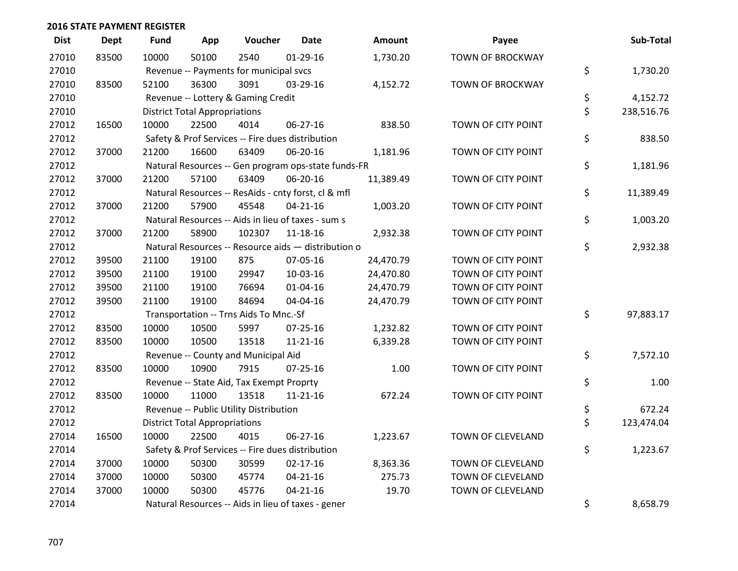## 2016 STATE PAYMENT REGISTER

| Dist | Dept | Fund | App | Voucher | Date | Amount | Payee | Sub-Total |
|---|---|---|---|---|---|---|---|---|
| 27010 | 83500 | 10000 | 50100 | 2540 | 01-29-16 | 1,730.20 | TOWN OF BROCKWAY | |
| 27010 | | Revenue -- Payments for municipal svcs | | | | | | $ 1,730.20 |
| 27010 | 83500 | 52100 | 36300 | 3091 | 03-29-16 | 4,152.72 | TOWN OF BROCKWAY | |
| 27010 | | Revenue -- Lottery & Gaming Credit | | | | | | $ 4,152.72 |
| 27010 | | District Total Appropriations | | | | | | $ 238,516.76 |
| 27012 | 16500 | 10000 | 22500 | 4014 | 06-27-16 | 838.50 | TOWN OF CITY POINT | |
| 27012 | | Safety & Prof Services -- Fire dues distribution | | | | | | $ 838.50 |
| 27012 | 37000 | 21200 | 16600 | 63409 | 06-20-16 | 1,181.96 | TOWN OF CITY POINT | |
| 27012 | | Natural Resources -- Gen program ops-state funds-FR | | | | | | $ 1,181.96 |
| 27012 | 37000 | 21200 | 57100 | 63409 | 06-20-16 | 11,389.49 | TOWN OF CITY POINT | |
| 27012 | | Natural Resources -- ResAids - cnty forst, cl & mfl | | | | | | $ 11,389.49 |
| 27012 | 37000 | 21200 | 57900 | 45548 | 04-21-16 | 1,003.20 | TOWN OF CITY POINT | |
| 27012 | | Natural Resources -- Aids in lieu of taxes - sum s | | | | | | $ 1,003.20 |
| 27012 | 37000 | 21200 | 58900 | 102307 | 11-18-16 | 2,932.38 | TOWN OF CITY POINT | |
| 27012 | | Natural Resources -- Resource aids — distribution o | | | | | | $ 2,932.38 |
| 27012 | 39500 | 21100 | 19100 | 875 | 07-05-16 | 24,470.79 | TOWN OF CITY POINT | |
| 27012 | 39500 | 21100 | 19100 | 29947 | 10-03-16 | 24,470.80 | TOWN OF CITY POINT | |
| 27012 | 39500 | 21100 | 19100 | 76694 | 01-04-16 | 24,470.79 | TOWN OF CITY POINT | |
| 27012 | 39500 | 21100 | 19100 | 84694 | 04-04-16 | 24,470.79 | TOWN OF CITY POINT | |
| 27012 | | Transportation -- Trns Aids To Mnc.-Sf | | | | | | $ 97,883.17 |
| 27012 | 83500 | 10000 | 10500 | 5997 | 07-25-16 | 1,232.82 | TOWN OF CITY POINT | |
| 27012 | 83500 | 10000 | 10500 | 13518 | 11-21-16 | 6,339.28 | TOWN OF CITY POINT | |
| 27012 | | Revenue -- County and Municipal Aid | | | | | | $ 7,572.10 |
| 27012 | 83500 | 10000 | 10900 | 7915 | 07-25-16 | 1.00 | TOWN OF CITY POINT | |
| 27012 | | Revenue -- State Aid, Tax Exempt Proprty | | | | | | $ 1.00 |
| 27012 | 83500 | 10000 | 11000 | 13518 | 11-21-16 | 672.24 | TOWN OF CITY POINT | |
| 27012 | | Revenue -- Public Utility Distribution | | | | | | $ 672.24 |
| 27012 | | District Total Appropriations | | | | | | $ 123,474.04 |
| 27014 | 16500 | 10000 | 22500 | 4015 | 06-27-16 | 1,223.67 | TOWN OF CLEVELAND | |
| 27014 | | Safety & Prof Services -- Fire dues distribution | | | | | | $ 1,223.67 |
| 27014 | 37000 | 10000 | 50300 | 30599 | 02-17-16 | 8,363.36 | TOWN OF CLEVELAND | |
| 27014 | 37000 | 10000 | 50300 | 45774 | 04-21-16 | 275.73 | TOWN OF CLEVELAND | |
| 27014 | 37000 | 10000 | 50300 | 45776 | 04-21-16 | 19.70 | TOWN OF CLEVELAND | |
| 27014 | | Natural Resources -- Aids in lieu of taxes - gener | | | | | | $ 8,658.79 |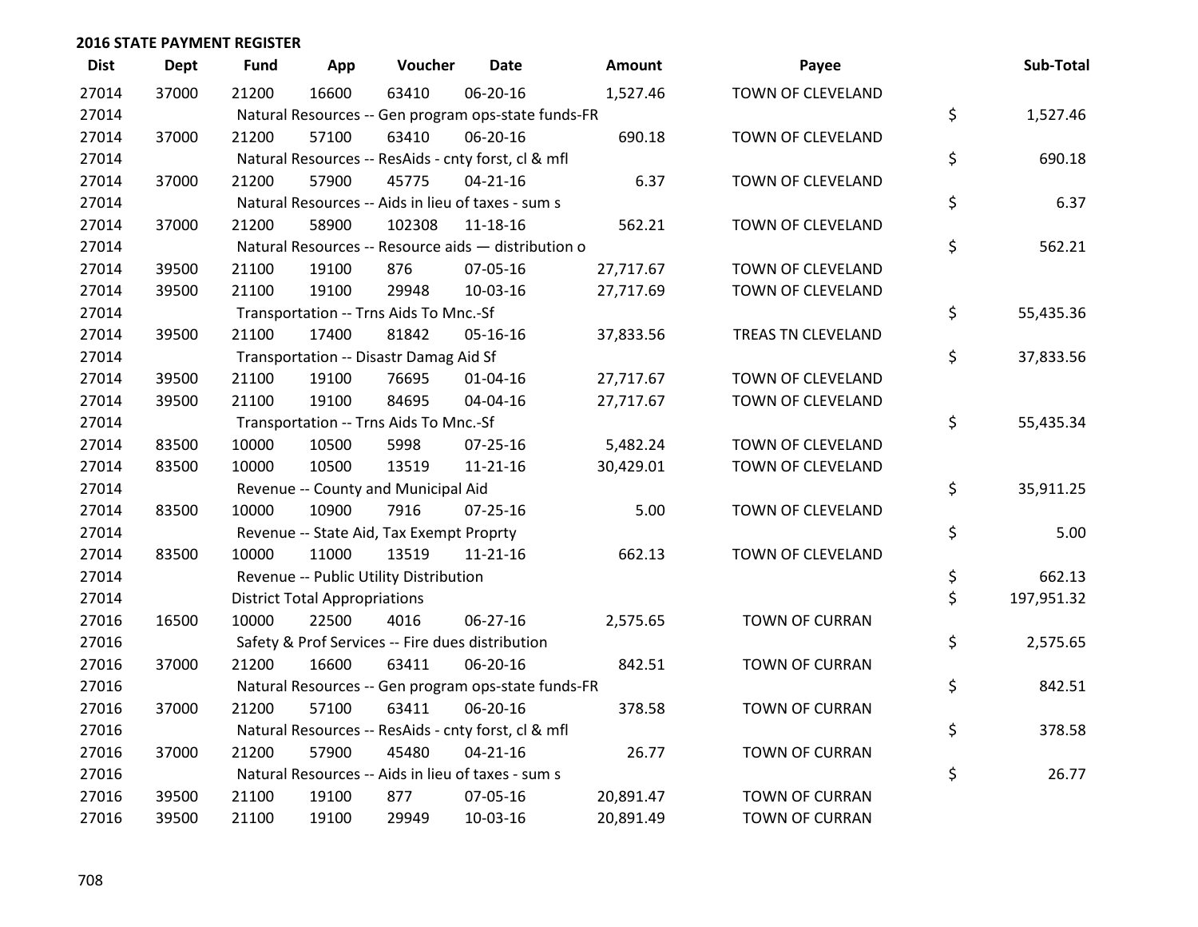## 2016 STATE PAYMENT REGISTER

| Dist | Dept | Fund | App | Voucher | Date | Amount | Payee | Sub-Total |
|---|---|---|---|---|---|---|---|---|
| 27014 | 37000 | 21200 | 16600 | 63410 | 06-20-16 | 1,527.46 | TOWN OF CLEVELAND | |
| 27014 | | Natural Resources -- Gen program ops-state funds-FR | | | | | | $ 1,527.46 |
| 27014 | 37000 | 21200 | 57100 | 63410 | 06-20-16 | 690.18 | TOWN OF CLEVELAND | |
| 27014 | | Natural Resources -- ResAids - cnty forst, cl & mfl | | | | | | $ 690.18 |
| 27014 | 37000 | 21200 | 57900 | 45775 | 04-21-16 | 6.37 | TOWN OF CLEVELAND | |
| 27014 | | Natural Resources -- Aids in lieu of taxes - sum s | | | | | | $ 6.37 |
| 27014 | 37000 | 21200 | 58900 | 102308 | 11-18-16 | 562.21 | TOWN OF CLEVELAND | |
| 27014 | | Natural Resources -- Resource aids — distribution o | | | | | | $ 562.21 |
| 27014 | 39500 | 21100 | 19100 | 876 | 07-05-16 | 27,717.67 | TOWN OF CLEVELAND | |
| 27014 | 39500 | 21100 | 19100 | 29948 | 10-03-16 | 27,717.69 | TOWN OF CLEVELAND | |
| 27014 | | Transportation -- Trns Aids To Mnc.-Sf | | | | | | $ 55,435.36 |
| 27014 | 39500 | 21100 | 17400 | 81842 | 05-16-16 | 37,833.56 | TREAS TN CLEVELAND | |
| 27014 | | Transportation -- Disastr Damag Aid Sf | | | | | | $ 37,833.56 |
| 27014 | 39500 | 21100 | 19100 | 76695 | 01-04-16 | 27,717.67 | TOWN OF CLEVELAND | |
| 27014 | 39500 | 21100 | 19100 | 84695 | 04-04-16 | 27,717.67 | TOWN OF CLEVELAND | |
| 27014 | | Transportation -- Trns Aids To Mnc.-Sf | | | | | | $ 55,435.34 |
| 27014 | 83500 | 10000 | 10500 | 5998 | 07-25-16 | 5,482.24 | TOWN OF CLEVELAND | |
| 27014 | 83500 | 10000 | 10500 | 13519 | 11-21-16 | 30,429.01 | TOWN OF CLEVELAND | |
| 27014 | | Revenue -- County and Municipal Aid | | | | | | $ 35,911.25 |
| 27014 | 83500 | 10000 | 10900 | 7916 | 07-25-16 | 5.00 | TOWN OF CLEVELAND | |
| 27014 | | Revenue -- State Aid, Tax Exempt Proprty | | | | | | $ 5.00 |
| 27014 | 83500 | 10000 | 11000 | 13519 | 11-21-16 | 662.13 | TOWN OF CLEVELAND | |
| 27014 | | Revenue -- Public Utility Distribution | | | | | | $ 662.13 |
| 27014 | | District Total Appropriations | | | | | | $ 197,951.32 |
| 27016 | 16500 | 10000 | 22500 | 4016 | 06-27-16 | 2,575.65 | TOWN OF CURRAN | |
| 27016 | | Safety & Prof Services -- Fire dues distribution | | | | | | $ 2,575.65 |
| 27016 | 37000 | 21200 | 16600 | 63411 | 06-20-16 | 842.51 | TOWN OF CURRAN | |
| 27016 | | Natural Resources -- Gen program ops-state funds-FR | | | | | | $ 842.51 |
| 27016 | 37000 | 21200 | 57100 | 63411 | 06-20-16 | 378.58 | TOWN OF CURRAN | |
| 27016 | | Natural Resources -- ResAids - cnty forst, cl & mfl | | | | | | $ 378.58 |
| 27016 | 37000 | 21200 | 57900 | 45480 | 04-21-16 | 26.77 | TOWN OF CURRAN | |
| 27016 | | Natural Resources -- Aids in lieu of taxes - sum s | | | | | | $ 26.77 |
| 27016 | 39500 | 21100 | 19100 | 877 | 07-05-16 | 20,891.47 | TOWN OF CURRAN | |
| 27016 | 39500 | 21100 | 19100 | 29949 | 10-03-16 | 20,891.49 | TOWN OF CURRAN | |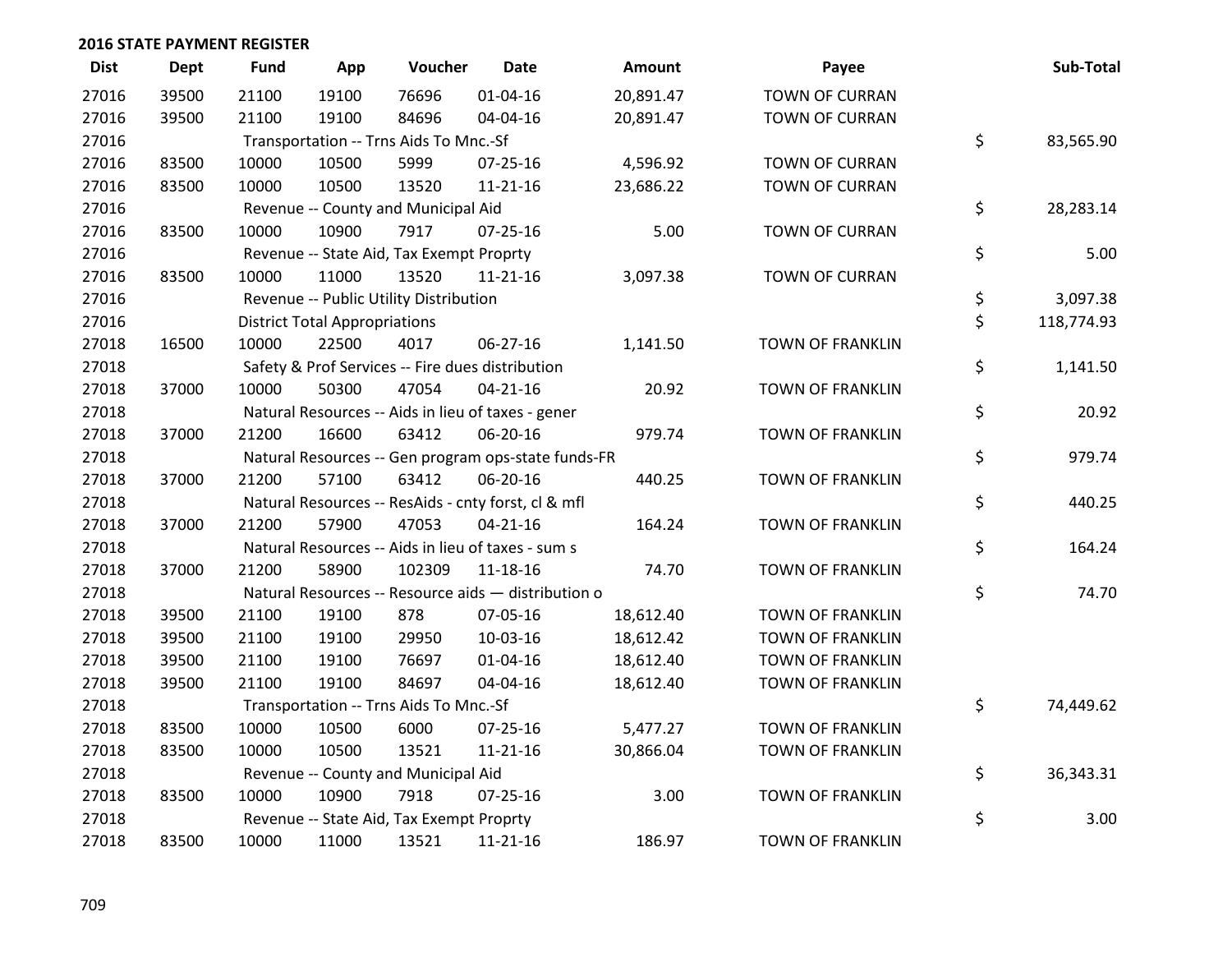**2016 STATE PAYMENT REGISTER**

| Dist | Dept | Fund | App | Voucher | Date | Amount | Payee | Sub-Total |
|---|---|---|---|---|---|---|---|---|
| 27016 | 39500 | 21100 | 19100 | 76696 | 01-04-16 | 20,891.47 | TOWN OF CURRAN | |
| 27016 | 39500 | 21100 | 19100 | 84696 | 04-04-16 | 20,891.47 | TOWN OF CURRAN | |
| 27016 | | Transportation -- Trns Aids To Mnc.-Sf | | | | | | $ 83,565.90 |
| 27016 | 83500 | 10000 | 10500 | 5999 | 07-25-16 | 4,596.92 | TOWN OF CURRAN | |
| 27016 | 83500 | 10000 | 10500 | 13520 | 11-21-16 | 23,686.22 | TOWN OF CURRAN | |
| 27016 | | Revenue -- County and Municipal Aid | | | | | | $ 28,283.14 |
| 27016 | 83500 | 10000 | 10900 | 7917 | 07-25-16 | 5.00 | TOWN OF CURRAN | |
| 27016 | | Revenue -- State Aid, Tax Exempt Proprty | | | | | | $ 5.00 |
| 27016 | 83500 | 10000 | 11000 | 13520 | 11-21-16 | 3,097.38 | TOWN OF CURRAN | |
| 27016 | | Revenue -- Public Utility Distribution | | | | | | $ 3,097.38 |
| 27016 | | District Total Appropriations | | | | | | $ 118,774.93 |
| 27018 | 16500 | 10000 | 22500 | 4017 | 06-27-16 | 1,141.50 | TOWN OF FRANKLIN | |
| 27018 | | Safety & Prof Services -- Fire dues distribution | | | | | | $ 1,141.50 |
| 27018 | 37000 | 10000 | 50300 | 47054 | 04-21-16 | 20.92 | TOWN OF FRANKLIN | |
| 27018 | | Natural Resources -- Aids in lieu of taxes - gener | | | | | | $ 20.92 |
| 27018 | 37000 | 21200 | 16600 | 63412 | 06-20-16 | 979.74 | TOWN OF FRANKLIN | |
| 27018 | | Natural Resources -- Gen program ops-state funds-FR | | | | | | $ 979.74 |
| 27018 | 37000 | 21200 | 57100 | 63412 | 06-20-16 | 440.25 | TOWN OF FRANKLIN | |
| 27018 | | Natural Resources -- ResAids - cnty forst, cl & mfl | | | | | | $ 440.25 |
| 27018 | 37000 | 21200 | 57900 | 47053 | 04-21-16 | 164.24 | TOWN OF FRANKLIN | |
| 27018 | | Natural Resources -- Aids in lieu of taxes - sum s | | | | | | $ 164.24 |
| 27018 | 37000 | 21200 | 58900 | 102309 | 11-18-16 | 74.70 | TOWN OF FRANKLIN | |
| 27018 | | Natural Resources -- Resource aids — distribution o | | | | | | $ 74.70 |
| 27018 | 39500 | 21100 | 19100 | 878 | 07-05-16 | 18,612.40 | TOWN OF FRANKLIN | |
| 27018 | 39500 | 21100 | 19100 | 29950 | 10-03-16 | 18,612.42 | TOWN OF FRANKLIN | |
| 27018 | 39500 | 21100 | 19100 | 76697 | 01-04-16 | 18,612.40 | TOWN OF FRANKLIN | |
| 27018 | 39500 | 21100 | 19100 | 84697 | 04-04-16 | 18,612.40 | TOWN OF FRANKLIN | |
| 27018 | | Transportation -- Trns Aids To Mnc.-Sf | | | | | | $ 74,449.62 |
| 27018 | 83500 | 10000 | 10500 | 6000 | 07-25-16 | 5,477.27 | TOWN OF FRANKLIN | |
| 27018 | 83500 | 10000 | 10500 | 13521 | 11-21-16 | 30,866.04 | TOWN OF FRANKLIN | |
| 27018 | | Revenue -- County and Municipal Aid | | | | | | $ 36,343.31 |
| 27018 | 83500 | 10000 | 10900 | 7918 | 07-25-16 | 3.00 | TOWN OF FRANKLIN | |
| 27018 | | Revenue -- State Aid, Tax Exempt Proprty | | | | | | $ 3.00 |
| 27018 | 83500 | 10000 | 11000 | 13521 | 11-21-16 | 186.97 | TOWN OF FRANKLIN | |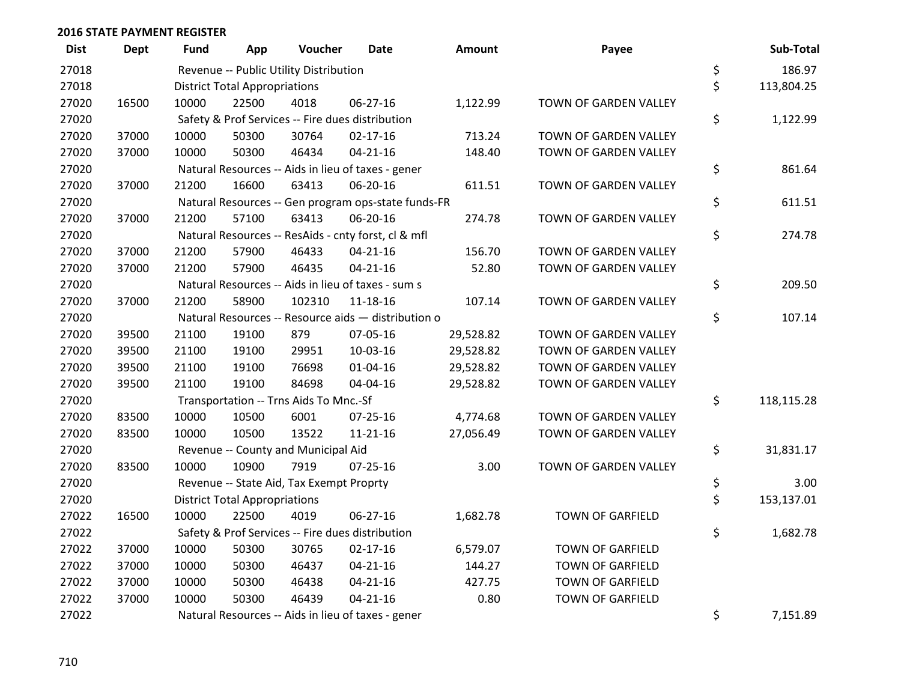## 2016 STATE PAYMENT REGISTER

| Dist | Dept | Fund | App | Voucher | Date | Amount | Payee | | Sub-Total |
|---|---|---|---|---|---|---|---|---|---|
| 27018 | | Revenue -- Public Utility Distribution | | | | | | $ | 186.97 |
| 27018 | | District Total Appropriations | | | | | | $ | 113,804.25 |
| 27020 | 16500 | 10000 | 22500 | 4018 | 06-27-16 | 1,122.99 | TOWN OF GARDEN VALLEY | | |
| 27020 | | Safety & Prof Services -- Fire dues distribution | | | | | | $ | 1,122.99 |
| 27020 | 37000 | 10000 | 50300 | 30764 | 02-17-16 | 713.24 | TOWN OF GARDEN VALLEY | | |
| 27020 | 37000 | 10000 | 50300 | 46434 | 04-21-16 | 148.40 | TOWN OF GARDEN VALLEY | | |
| 27020 | | Natural Resources -- Aids in lieu of taxes - gener | | | | | | $ | 861.64 |
| 27020 | 37000 | 21200 | 16600 | 63413 | 06-20-16 | 611.51 | TOWN OF GARDEN VALLEY | | |
| 27020 | | Natural Resources -- Gen program ops-state funds-FR | | | | | | $ | 611.51 |
| 27020 | 37000 | 21200 | 57100 | 63413 | 06-20-16 | 274.78 | TOWN OF GARDEN VALLEY | | |
| 27020 | | Natural Resources -- ResAids - cnty forst, cl & mfl | | | | | | $ | 274.78 |
| 27020 | 37000 | 21200 | 57900 | 46433 | 04-21-16 | 156.70 | TOWN OF GARDEN VALLEY | | |
| 27020 | 37000 | 21200 | 57900 | 46435 | 04-21-16 | 52.80 | TOWN OF GARDEN VALLEY | | |
| 27020 | | Natural Resources -- Aids in lieu of taxes - sum s | | | | | | $ | 209.50 |
| 27020 | 37000 | 21200 | 58900 | 102310 | 11-18-16 | 107.14 | TOWN OF GARDEN VALLEY | | |
| 27020 | | Natural Resources -- Resource aids — distribution o | | | | | | $ | 107.14 |
| 27020 | 39500 | 21100 | 19100 | 879 | 07-05-16 | 29,528.82 | TOWN OF GARDEN VALLEY | | |
| 27020 | 39500 | 21100 | 19100 | 29951 | 10-03-16 | 29,528.82 | TOWN OF GARDEN VALLEY | | |
| 27020 | 39500 | 21100 | 19100 | 76698 | 01-04-16 | 29,528.82 | TOWN OF GARDEN VALLEY | | |
| 27020 | 39500 | 21100 | 19100 | 84698 | 04-04-16 | 29,528.82 | TOWN OF GARDEN VALLEY | | |
| 27020 | | Transportation -- Trns Aids To Mnc.-Sf | | | | | | $ | 118,115.28 |
| 27020 | 83500 | 10000 | 10500 | 6001 | 07-25-16 | 4,774.68 | TOWN OF GARDEN VALLEY | | |
| 27020 | 83500 | 10000 | 10500 | 13522 | 11-21-16 | 27,056.49 | TOWN OF GARDEN VALLEY | | |
| 27020 | | Revenue -- County and Municipal Aid | | | | | | $ | 31,831.17 |
| 27020 | 83500 | 10000 | 10900 | 7919 | 07-25-16 | 3.00 | TOWN OF GARDEN VALLEY | | |
| 27020 | | Revenue -- State Aid, Tax Exempt Proprty | | | | | | $ | 3.00 |
| 27020 | | District Total Appropriations | | | | | | $ | 153,137.01 |
| 27022 | 16500 | 10000 | 22500 | 4019 | 06-27-16 | 1,682.78 | TOWN OF GARFIELD | | |
| 27022 | | Safety & Prof Services -- Fire dues distribution | | | | | | $ | 1,682.78 |
| 27022 | 37000 | 10000 | 50300 | 30765 | 02-17-16 | 6,579.07 | TOWN OF GARFIELD | | |
| 27022 | 37000 | 10000 | 50300 | 46437 | 04-21-16 | 144.27 | TOWN OF GARFIELD | | |
| 27022 | 37000 | 10000 | 50300 | 46438 | 04-21-16 | 427.75 | TOWN OF GARFIELD | | |
| 27022 | 37000 | 10000 | 50300 | 46439 | 04-21-16 | 0.80 | TOWN OF GARFIELD | | |
| 27022 | | Natural Resources -- Aids in lieu of taxes - gener | | | | | | $ | 7,151.89 |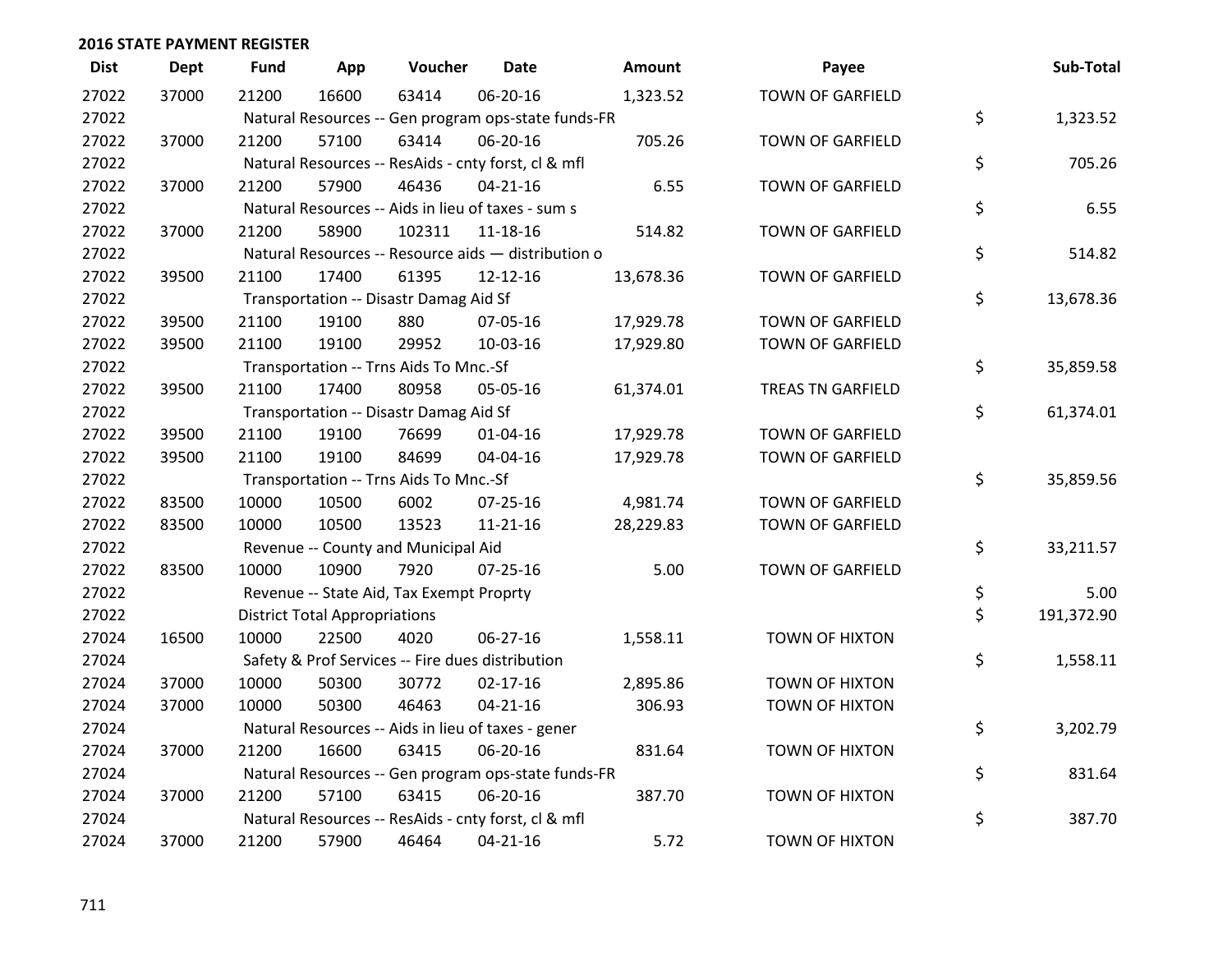## 2016 STATE PAYMENT REGISTER

| Dist | Dept | Fund | App | Voucher | Date | Amount | Payee | Sub-Total |
|---|---|---|---|---|---|---|---|---|
| 27022 | 37000 | 21200 | 16600 | 63414 | 06-20-16 | 1,323.52 | TOWN OF GARFIELD | |
| 27022 | | Natural Resources -- Gen program ops-state funds-FR | | | | | | $ 1,323.52 |
| 27022 | 37000 | 21200 | 57100 | 63414 | 06-20-16 | 705.26 | TOWN OF GARFIELD | |
| 27022 | | Natural Resources -- ResAids - cnty forst, cl & mfl | | | | | | $ 705.26 |
| 27022 | 37000 | 21200 | 57900 | 46436 | 04-21-16 | 6.55 | TOWN OF GARFIELD | |
| 27022 | | Natural Resources -- Aids in lieu of taxes - sum s | | | | | | $ 6.55 |
| 27022 | 37000 | 21200 | 58900 | 102311 | 11-18-16 | 514.82 | TOWN OF GARFIELD | |
| 27022 | | Natural Resources -- Resource aids — distribution o | | | | | | $ 514.82 |
| 27022 | 39500 | 21100 | 17400 | 61395 | 12-12-16 | 13,678.36 | TOWN OF GARFIELD | |
| 27022 | | Transportation -- Disastr Damag Aid Sf | | | | | | $ 13,678.36 |
| 27022 | 39500 | 21100 | 19100 | 880 | 07-05-16 | 17,929.78 | TOWN OF GARFIELD | |
| 27022 | 39500 | 21100 | 19100 | 29952 | 10-03-16 | 17,929.80 | TOWN OF GARFIELD | |
| 27022 | | Transportation -- Trns Aids To Mnc.-Sf | | | | | | $ 35,859.58 |
| 27022 | 39500 | 21100 | 17400 | 80958 | 05-05-16 | 61,374.01 | TREAS TN GARFIELD | |
| 27022 | | Transportation -- Disastr Damag Aid Sf | | | | | | $ 61,374.01 |
| 27022 | 39500 | 21100 | 19100 | 76699 | 01-04-16 | 17,929.78 | TOWN OF GARFIELD | |
| 27022 | 39500 | 21100 | 19100 | 84699 | 04-04-16 | 17,929.78 | TOWN OF GARFIELD | |
| 27022 | | Transportation -- Trns Aids To Mnc.-Sf | | | | | | $ 35,859.56 |
| 27022 | 83500 | 10000 | 10500 | 6002 | 07-25-16 | 4,981.74 | TOWN OF GARFIELD | |
| 27022 | 83500 | 10000 | 10500 | 13523 | 11-21-16 | 28,229.83 | TOWN OF GARFIELD | |
| 27022 | | Revenue -- County and Municipal Aid | | | | | | $ 33,211.57 |
| 27022 | 83500 | 10000 | 10900 | 7920 | 07-25-16 | 5.00 | TOWN OF GARFIELD | |
| 27022 | | Revenue -- State Aid, Tax Exempt Proprty | | | | | | $ 5.00 |
| 27022 | | District Total Appropriations | | | | | | $ 191,372.90 |
| 27024 | 16500 | 10000 | 22500 | 4020 | 06-27-16 | 1,558.11 | TOWN OF HIXTON | |
| 27024 | | Safety & Prof Services -- Fire dues distribution | | | | | | $ 1,558.11 |
| 27024 | 37000 | 10000 | 50300 | 30772 | 02-17-16 | 2,895.86 | TOWN OF HIXTON | |
| 27024 | 37000 | 10000 | 50300 | 46463 | 04-21-16 | 306.93 | TOWN OF HIXTON | |
| 27024 | | Natural Resources -- Aids in lieu of taxes - gener | | | | | | $ 3,202.79 |
| 27024 | 37000 | 21200 | 16600 | 63415 | 06-20-16 | 831.64 | TOWN OF HIXTON | |
| 27024 | | Natural Resources -- Gen program ops-state funds-FR | | | | | | $ 831.64 |
| 27024 | 37000 | 21200 | 57100 | 63415 | 06-20-16 | 387.70 | TOWN OF HIXTON | |
| 27024 | | Natural Resources -- ResAids - cnty forst, cl & mfl | | | | | | $ 387.70 |
| 27024 | 37000 | 21200 | 57900 | 46464 | 04-21-16 | 5.72 | TOWN OF HIXTON | |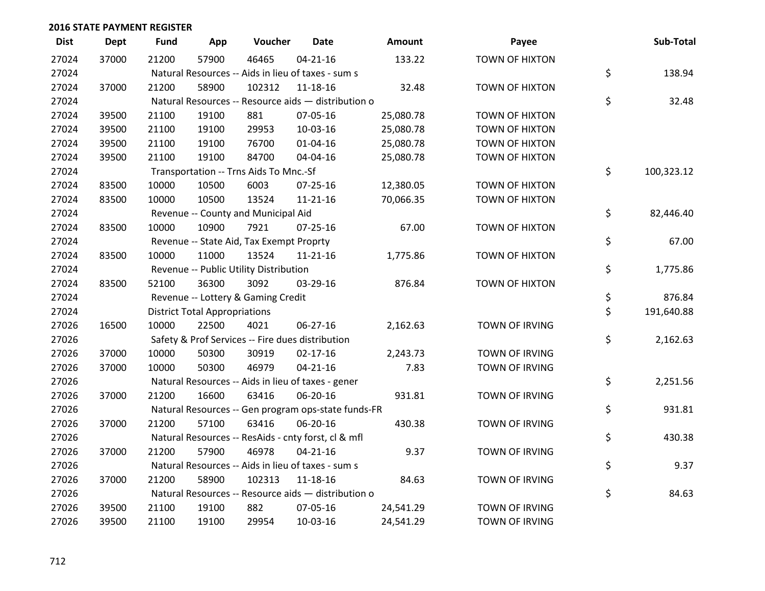**2016 STATE PAYMENT REGISTER**

| Dist | Dept | Fund | App | Voucher | Date | Amount | Payee | | Sub-Total |
|---|---|---|---|---|---|---|---|---|---|
| 27024 | 37000 | 21200 | 57900 | 46465 | 04-21-16 | 133.22 | TOWN OF HIXTON | | |
| 27024 | | Natural Resources -- Aids in lieu of taxes - sum s | | | | | | $ | 138.94 |
| 27024 | 37000 | 21200 | 58900 | 102312 | 11-18-16 | 32.48 | TOWN OF HIXTON | | |
| 27024 | | Natural Resources -- Resource aids — distribution o | | | | | | $ | 32.48 |
| 27024 | 39500 | 21100 | 19100 | 881 | 07-05-16 | 25,080.78 | TOWN OF HIXTON | | |
| 27024 | 39500 | 21100 | 19100 | 29953 | 10-03-16 | 25,080.78 | TOWN OF HIXTON | | |
| 27024 | 39500 | 21100 | 19100 | 76700 | 01-04-16 | 25,080.78 | TOWN OF HIXTON | | |
| 27024 | 39500 | 21100 | 19100 | 84700 | 04-04-16 | 25,080.78 | TOWN OF HIXTON | | |
| 27024 | | Transportation -- Trns Aids To Mnc.-Sf | | | | | | $ | 100,323.12 |
| 27024 | 83500 | 10000 | 10500 | 6003 | 07-25-16 | 12,380.05 | TOWN OF HIXTON | | |
| 27024 | 83500 | 10000 | 10500 | 13524 | 11-21-16 | 70,066.35 | TOWN OF HIXTON | | |
| 27024 | | Revenue -- County and Municipal Aid | | | | | | $ | 82,446.40 |
| 27024 | 83500 | 10000 | 10900 | 7921 | 07-25-16 | 67.00 | TOWN OF HIXTON | | |
| 27024 | | Revenue -- State Aid, Tax Exempt Proprty | | | | | | $ | 67.00 |
| 27024 | 83500 | 10000 | 11000 | 13524 | 11-21-16 | 1,775.86 | TOWN OF HIXTON | | |
| 27024 | | Revenue -- Public Utility Distribution | | | | | | $ | 1,775.86 |
| 27024 | 83500 | 52100 | 36300 | 3092 | 03-29-16 | 876.84 | TOWN OF HIXTON | | |
| 27024 | | Revenue -- Lottery & Gaming Credit | | | | | | $ | 876.84 |
| 27024 | | District Total Appropriations | | | | | | $ | 191,640.88 |
| 27026 | 16500 | 10000 | 22500 | 4021 | 06-27-16 | 2,162.63 | TOWN OF IRVING | | |
| 27026 | | Safety & Prof Services -- Fire dues distribution | | | | | | $ | 2,162.63 |
| 27026 | 37000 | 10000 | 50300 | 30919 | 02-17-16 | 2,243.73 | TOWN OF IRVING | | |
| 27026 | 37000 | 10000 | 50300 | 46979 | 04-21-16 | 7.83 | TOWN OF IRVING | | |
| 27026 | | Natural Resources -- Aids in lieu of taxes - gener | | | | | | $ | 2,251.56 |
| 27026 | 37000 | 21200 | 16600 | 63416 | 06-20-16 | 931.81 | TOWN OF IRVING | | |
| 27026 | | Natural Resources -- Gen program ops-state funds-FR | | | | | | $ | 931.81 |
| 27026 | 37000 | 21200 | 57100 | 63416 | 06-20-16 | 430.38 | TOWN OF IRVING | | |
| 27026 | | Natural Resources -- ResAids - cnty forst, cl & mfl | | | | | | $ | 430.38 |
| 27026 | 37000 | 21200 | 57900 | 46978 | 04-21-16 | 9.37 | TOWN OF IRVING | | |
| 27026 | | Natural Resources -- Aids in lieu of taxes - sum s | | | | | | $ | 9.37 |
| 27026 | 37000 | 21200 | 58900 | 102313 | 11-18-16 | 84.63 | TOWN OF IRVING | | |
| 27026 | | Natural Resources -- Resource aids — distribution o | | | | | | $ | 84.63 |
| 27026 | 39500 | 21100 | 19100 | 882 | 07-05-16 | 24,541.29 | TOWN OF IRVING | | |
| 27026 | 39500 | 21100 | 19100 | 29954 | 10-03-16 | 24,541.29 | TOWN OF IRVING | | |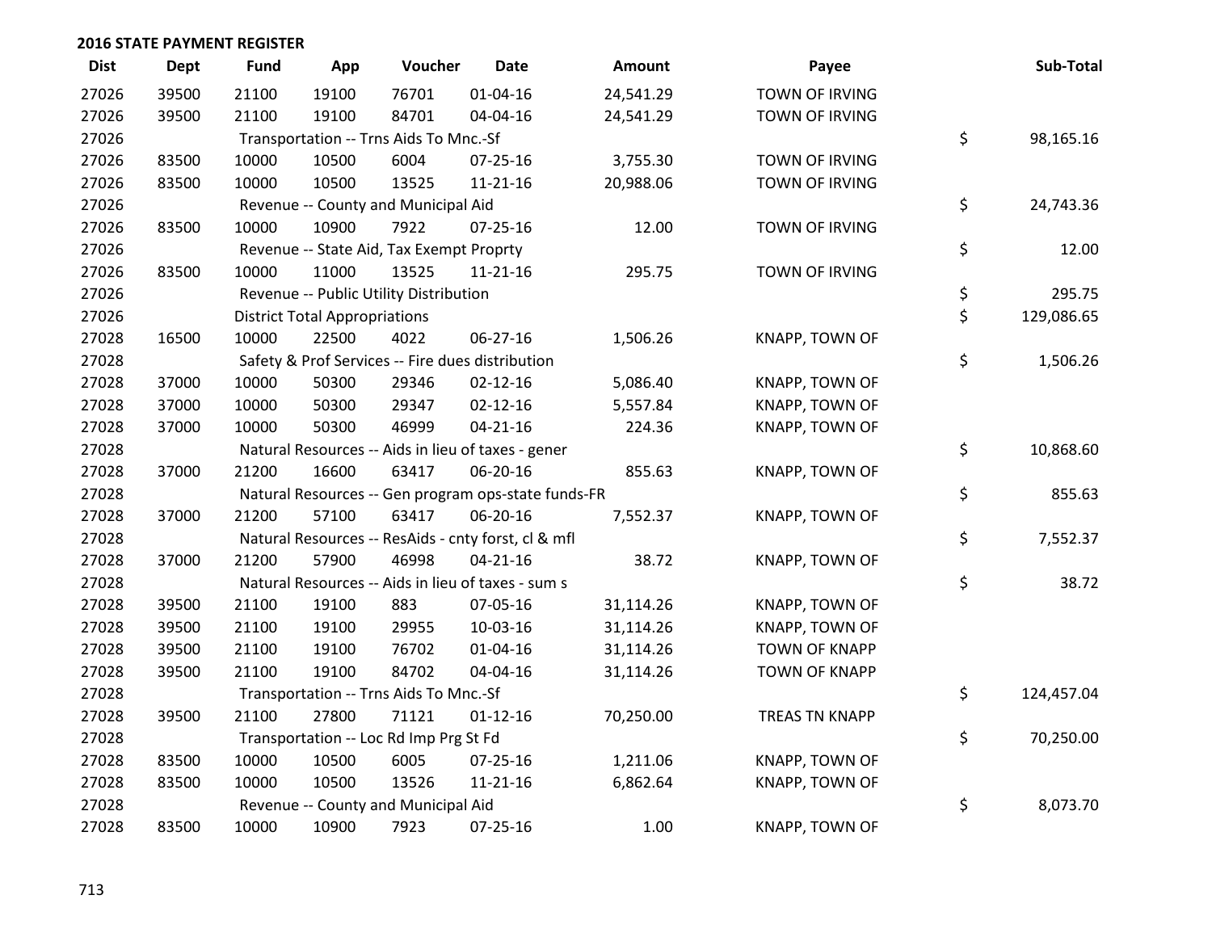**2016 STATE PAYMENT REGISTER**

| Dist | Dept | Fund | App | Voucher | Date | Amount | Payee | Sub-Total |
|---|---|---|---|---|---|---|---|---|
| 27026 | 39500 | 21100 | 19100 | 76701 | 01-04-16 | 24,541.29 | TOWN OF IRVING | |
| 27026 | 39500 | 21100 | 19100 | 84701 | 04-04-16 | 24,541.29 | TOWN OF IRVING | |
| 27026 | | Transportation -- Trns Aids To Mnc.-Sf | | | | | | $ 98,165.16 |
| 27026 | 83500 | 10000 | 10500 | 6004 | 07-25-16 | 3,755.30 | TOWN OF IRVING | |
| 27026 | 83500 | 10000 | 10500 | 13525 | 11-21-16 | 20,988.06 | TOWN OF IRVING | |
| 27026 | | Revenue -- County and Municipal Aid | | | | | | $ 24,743.36 |
| 27026 | 83500 | 10000 | 10900 | 7922 | 07-25-16 | 12.00 | TOWN OF IRVING | |
| 27026 | | Revenue -- State Aid, Tax Exempt Proprty | | | | | | $ 12.00 |
| 27026 | 83500 | 10000 | 11000 | 13525 | 11-21-16 | 295.75 | TOWN OF IRVING | |
| 27026 | | Revenue -- Public Utility Distribution | | | | | | $ 295.75 |
| 27026 | | District Total Appropriations | | | | | | $ 129,086.65 |
| 27028 | 16500 | 10000 | 22500 | 4022 | 06-27-16 | 1,506.26 | KNAPP, TOWN OF | |
| 27028 | | Safety & Prof Services -- Fire dues distribution | | | | | | $ 1,506.26 |
| 27028 | 37000 | 10000 | 50300 | 29346 | 02-12-16 | 5,086.40 | KNAPP, TOWN OF | |
| 27028 | 37000 | 10000 | 50300 | 29347 | 02-12-16 | 5,557.84 | KNAPP, TOWN OF | |
| 27028 | 37000 | 10000 | 50300 | 46999 | 04-21-16 | 224.36 | KNAPP, TOWN OF | |
| 27028 | | Natural Resources -- Aids in lieu of taxes - gener | | | | | | $ 10,868.60 |
| 27028 | 37000 | 21200 | 16600 | 63417 | 06-20-16 | 855.63 | KNAPP, TOWN OF | |
| 27028 | | Natural Resources -- Gen program ops-state funds-FR | | | | | | $ 855.63 |
| 27028 | 37000 | 21200 | 57100 | 63417 | 06-20-16 | 7,552.37 | KNAPP, TOWN OF | |
| 27028 | | Natural Resources -- ResAids - cnty forst, cl & mfl | | | | | | $ 7,552.37 |
| 27028 | 37000 | 21200 | 57900 | 46998 | 04-21-16 | 38.72 | KNAPP, TOWN OF | |
| 27028 | | Natural Resources -- Aids in lieu of taxes - sum s | | | | | | $ 38.72 |
| 27028 | 39500 | 21100 | 19100 | 883 | 07-05-16 | 31,114.26 | KNAPP, TOWN OF | |
| 27028 | 39500 | 21100 | 19100 | 29955 | 10-03-16 | 31,114.26 | KNAPP, TOWN OF | |
| 27028 | 39500 | 21100 | 19100 | 76702 | 01-04-16 | 31,114.26 | TOWN OF KNAPP | |
| 27028 | 39500 | 21100 | 19100 | 84702 | 04-04-16 | 31,114.26 | TOWN OF KNAPP | |
| 27028 | | Transportation -- Trns Aids To Mnc.-Sf | | | | | | $ 124,457.04 |
| 27028 | 39500 | 21100 | 27800 | 71121 | 01-12-16 | 70,250.00 | TREAS TN KNAPP | |
| 27028 | | Transportation -- Loc Rd Imp Prg St Fd | | | | | | $ 70,250.00 |
| 27028 | 83500 | 10000 | 10500 | 6005 | 07-25-16 | 1,211.06 | KNAPP, TOWN OF | |
| 27028 | 83500 | 10000 | 10500 | 13526 | 11-21-16 | 6,862.64 | KNAPP, TOWN OF | |
| 27028 | | Revenue -- County and Municipal Aid | | | | | | $ 8,073.70 |
| 27028 | 83500 | 10000 | 10900 | 7923 | 07-25-16 | 1.00 | KNAPP, TOWN OF | |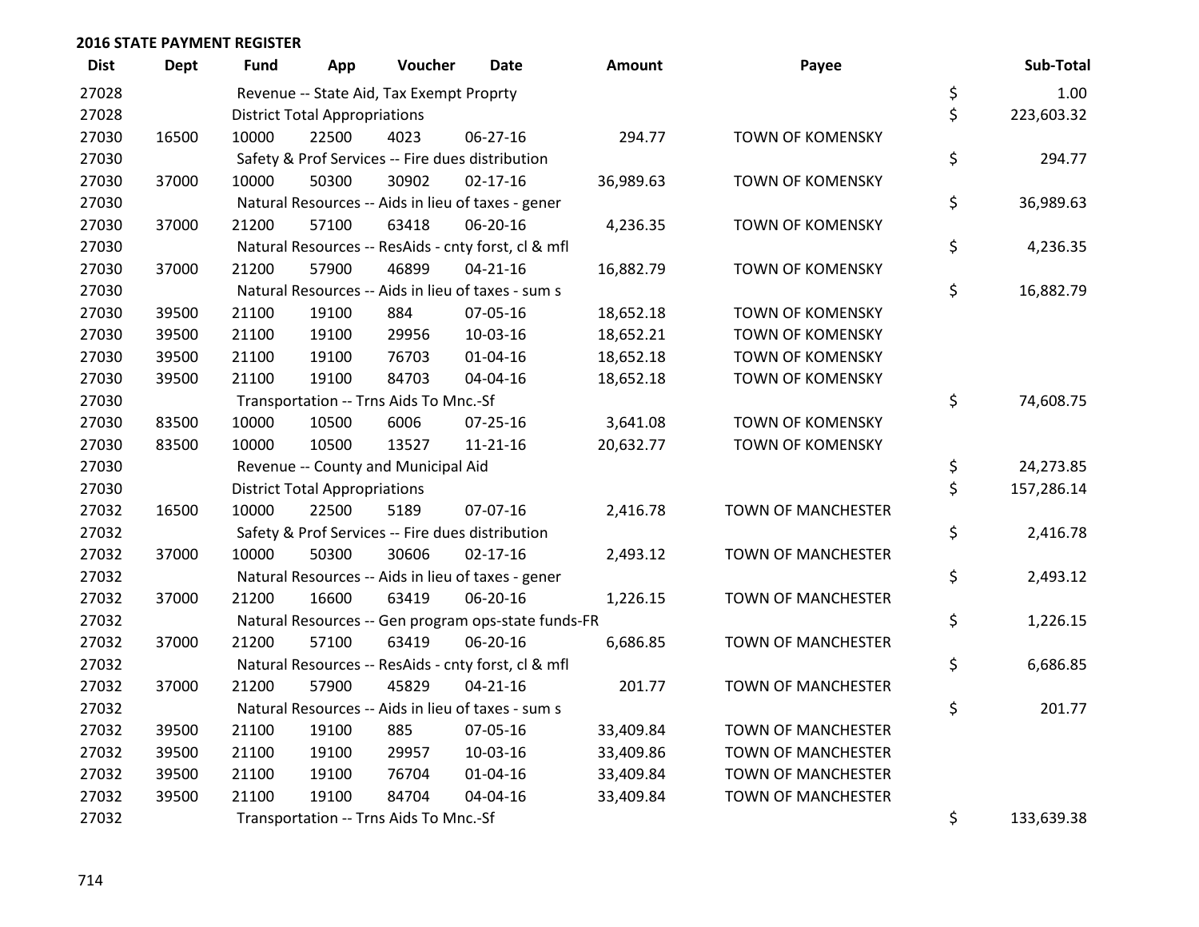## 2016 STATE PAYMENT REGISTER

| Dist | Dept | Fund | App | Voucher | Date | Amount | Payee | | Sub-Total |
|---|---|---|---|---|---|---|---|---|---|
| 27028 | | Revenue -- State Aid, Tax Exempt Proprty | | | | | | $ | 1.00 |
| 27028 | | District Total Appropriations | | | | | | $ | 223,603.32 |
| 27030 | 16500 | 10000 | 22500 | 4023 | 06-27-16 | 294.77 | TOWN OF KOMENSKY | | |
| 27030 | | Safety & Prof Services -- Fire dues distribution | | | | | | $ | 294.77 |
| 27030 | 37000 | 10000 | 50300 | 30902 | 02-17-16 | 36,989.63 | TOWN OF KOMENSKY | | |
| 27030 | | Natural Resources -- Aids in lieu of taxes - gener | | | | | | $ | 36,989.63 |
| 27030 | 37000 | 21200 | 57100 | 63418 | 06-20-16 | 4,236.35 | TOWN OF KOMENSKY | | |
| 27030 | | Natural Resources -- ResAids - cnty forst, cl & mfl | | | | | | $ | 4,236.35 |
| 27030 | 37000 | 21200 | 57900 | 46899 | 04-21-16 | 16,882.79 | TOWN OF KOMENSKY | | |
| 27030 | | Natural Resources -- Aids in lieu of taxes - sum s | | | | | | $ | 16,882.79 |
| 27030 | 39500 | 21100 | 19100 | 884 | 07-05-16 | 18,652.18 | TOWN OF KOMENSKY | | |
| 27030 | 39500 | 21100 | 19100 | 29956 | 10-03-16 | 18,652.21 | TOWN OF KOMENSKY | | |
| 27030 | 39500 | 21100 | 19100 | 76703 | 01-04-16 | 18,652.18 | TOWN OF KOMENSKY | | |
| 27030 | 39500 | 21100 | 19100 | 84703 | 04-04-16 | 18,652.18 | TOWN OF KOMENSKY | | |
| 27030 | | Transportation -- Trns Aids To Mnc.-Sf | | | | | | $ | 74,608.75 |
| 27030 | 83500 | 10000 | 10500 | 6006 | 07-25-16 | 3,641.08 | TOWN OF KOMENSKY | | |
| 27030 | 83500 | 10000 | 10500 | 13527 | 11-21-16 | 20,632.77 | TOWN OF KOMENSKY | | |
| 27030 | | Revenue -- County and Municipal Aid | | | | | | $ | 24,273.85 |
| 27030 | | District Total Appropriations | | | | | | $ | 157,286.14 |
| 27032 | 16500 | 10000 | 22500 | 5189 | 07-07-16 | 2,416.78 | TOWN OF MANCHESTER | | |
| 27032 | | Safety & Prof Services -- Fire dues distribution | | | | | | $ | 2,416.78 |
| 27032 | 37000 | 10000 | 50300 | 30606 | 02-17-16 | 2,493.12 | TOWN OF MANCHESTER | | |
| 27032 | | Natural Resources -- Aids in lieu of taxes - gener | | | | | | $ | 2,493.12 |
| 27032 | 37000 | 21200 | 16600 | 63419 | 06-20-16 | 1,226.15 | TOWN OF MANCHESTER | | |
| 27032 | | Natural Resources -- Gen program ops-state funds-FR | | | | | | $ | 1,226.15 |
| 27032 | 37000 | 21200 | 57100 | 63419 | 06-20-16 | 6,686.85 | TOWN OF MANCHESTER | | |
| 27032 | | Natural Resources -- ResAids - cnty forst, cl & mfl | | | | | | $ | 6,686.85 |
| 27032 | 37000 | 21200 | 57900 | 45829 | 04-21-16 | 201.77 | TOWN OF MANCHESTER | | |
| 27032 | | Natural Resources -- Aids in lieu of taxes - sum s | | | | | | $ | 201.77 |
| 27032 | 39500 | 21100 | 19100 | 885 | 07-05-16 | 33,409.84 | TOWN OF MANCHESTER | | |
| 27032 | 39500 | 21100 | 19100 | 29957 | 10-03-16 | 33,409.86 | TOWN OF MANCHESTER | | |
| 27032 | 39500 | 21100 | 19100 | 76704 | 01-04-16 | 33,409.84 | TOWN OF MANCHESTER | | |
| 27032 | 39500 | 21100 | 19100 | 84704 | 04-04-16 | 33,409.84 | TOWN OF MANCHESTER | | |
| 27032 | | Transportation -- Trns Aids To Mnc.-Sf | | | | | | $ | 133,639.38 |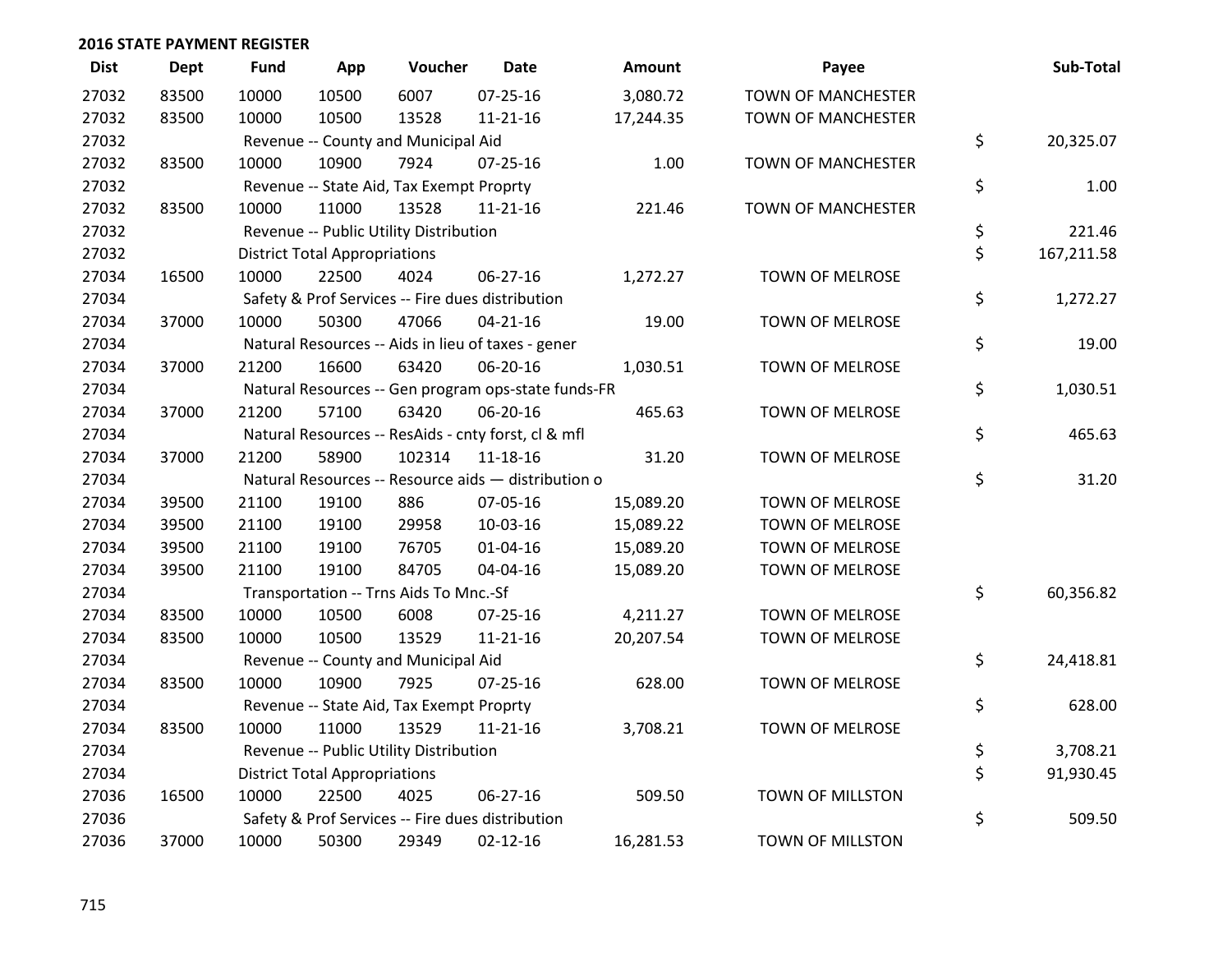**2016 STATE PAYMENT REGISTER**

| Dist | Dept | Fund | App | Voucher | Date | Amount | Payee | Sub-Total |
|---|---|---|---|---|---|---|---|---|
| 27032 | 83500 | 10000 | 10500 | 6007 | 07-25-16 | 3,080.72 | TOWN OF MANCHESTER | |
| 27032 | 83500 | 10000 | 10500 | 13528 | 11-21-16 | 17,244.35 | TOWN OF MANCHESTER | |
| 27032 | | Revenue -- County and Municipal Aid | | | | | | $ 20,325.07 |
| 27032 | 83500 | 10000 | 10900 | 7924 | 07-25-16 | 1.00 | TOWN OF MANCHESTER | |
| 27032 | | Revenue -- State Aid, Tax Exempt Proprty | | | | | | $ 1.00 |
| 27032 | 83500 | 10000 | 11000 | 13528 | 11-21-16 | 221.46 | TOWN OF MANCHESTER | |
| 27032 | | Revenue -- Public Utility Distribution | | | | | | $ 221.46 |
| 27032 | | District Total Appropriations | | | | | | $ 167,211.58 |
| 27034 | 16500 | 10000 | 22500 | 4024 | 06-27-16 | 1,272.27 | TOWN OF MELROSE | |
| 27034 | | Safety & Prof Services -- Fire dues distribution | | | | | | $ 1,272.27 |
| 27034 | 37000 | 10000 | 50300 | 47066 | 04-21-16 | 19.00 | TOWN OF MELROSE | |
| 27034 | | Natural Resources -- Aids in lieu of taxes - gener | | | | | | $ 19.00 |
| 27034 | 37000 | 21200 | 16600 | 63420 | 06-20-16 | 1,030.51 | TOWN OF MELROSE | |
| 27034 | | Natural Resources -- Gen program ops-state funds-FR | | | | | | $ 1,030.51 |
| 27034 | 37000 | 21200 | 57100 | 63420 | 06-20-16 | 465.63 | TOWN OF MELROSE | |
| 27034 | | Natural Resources -- ResAids - cnty forst, cl & mfl | | | | | | $ 465.63 |
| 27034 | 37000 | 21200 | 58900 | 102314 | 11-18-16 | 31.20 | TOWN OF MELROSE | |
| 27034 | | Natural Resources -- Resource aids — distribution o | | | | | | $ 31.20 |
| 27034 | 39500 | 21100 | 19100 | 886 | 07-05-16 | 15,089.20 | TOWN OF MELROSE | |
| 27034 | 39500 | 21100 | 19100 | 29958 | 10-03-16 | 15,089.22 | TOWN OF MELROSE | |
| 27034 | 39500 | 21100 | 19100 | 76705 | 01-04-16 | 15,089.20 | TOWN OF MELROSE | |
| 27034 | 39500 | 21100 | 19100 | 84705 | 04-04-16 | 15,089.20 | TOWN OF MELROSE | |
| 27034 | | Transportation -- Trns Aids To Mnc.-Sf | | | | | | $ 60,356.82 |
| 27034 | 83500 | 10000 | 10500 | 6008 | 07-25-16 | 4,211.27 | TOWN OF MELROSE | |
| 27034 | 83500 | 10000 | 10500 | 13529 | 11-21-16 | 20,207.54 | TOWN OF MELROSE | |
| 27034 | | Revenue -- County and Municipal Aid | | | | | | $ 24,418.81 |
| 27034 | 83500 | 10000 | 10900 | 7925 | 07-25-16 | 628.00 | TOWN OF MELROSE | |
| 27034 | | Revenue -- State Aid, Tax Exempt Proprty | | | | | | $ 628.00 |
| 27034 | 83500 | 10000 | 11000 | 13529 | 11-21-16 | 3,708.21 | TOWN OF MELROSE | |
| 27034 | | Revenue -- Public Utility Distribution | | | | | | $ 3,708.21 |
| 27034 | | District Total Appropriations | | | | | | $ 91,930.45 |
| 27036 | 16500 | 10000 | 22500 | 4025 | 06-27-16 | 509.50 | TOWN OF MILLSTON | |
| 27036 | | Safety & Prof Services -- Fire dues distribution | | | | | | $ 509.50 |
| 27036 | 37000 | 10000 | 50300 | 29349 | 02-12-16 | 16,281.53 | TOWN OF MILLSTON | |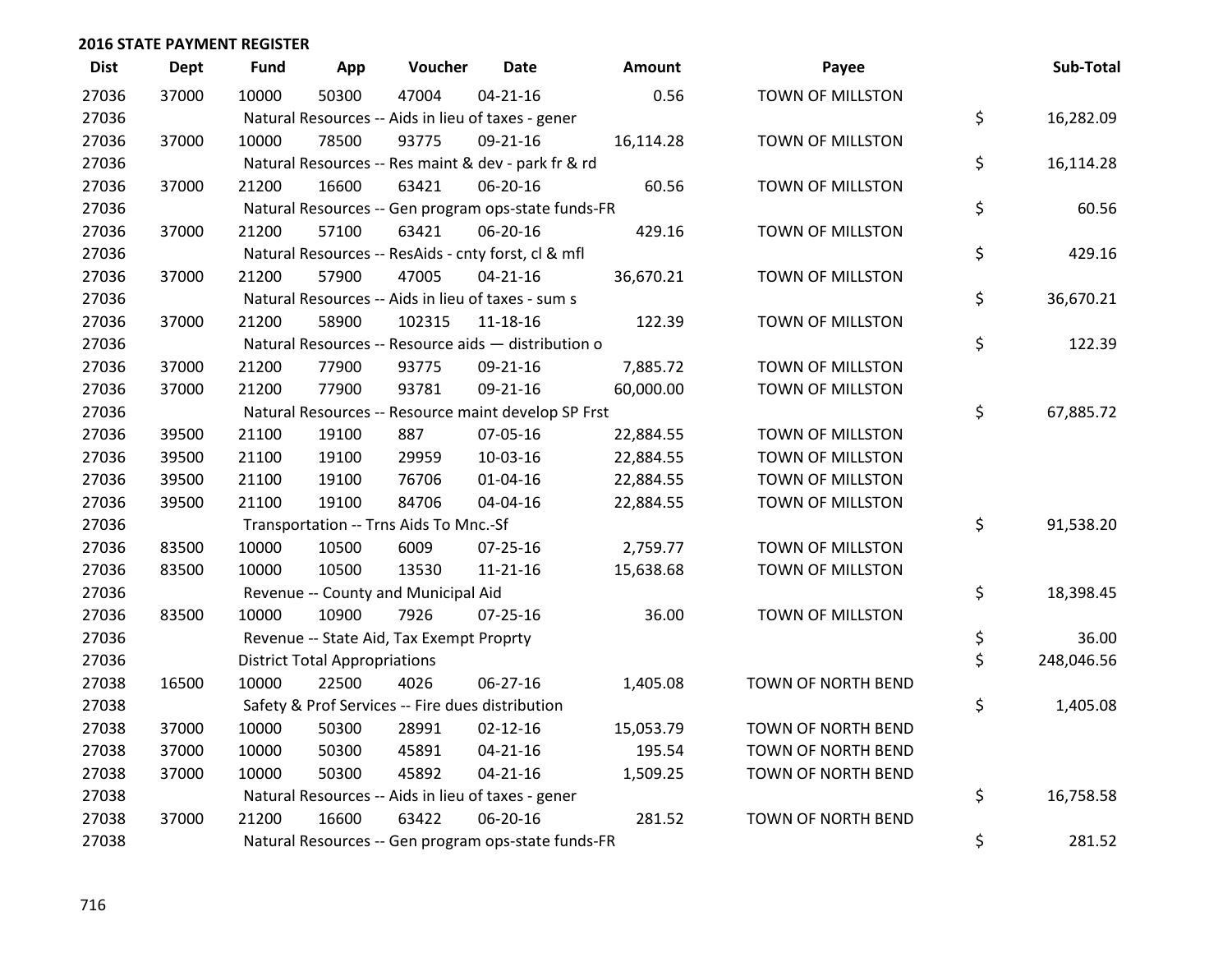## 2016 STATE PAYMENT REGISTER

| Dist | Dept | Fund | App | Voucher | Date | Amount | Payee | | Sub-Total |
|---|---|---|---|---|---|---|---|---|---|
| 27036 | 37000 | 10000 | 50300 | 47004 | 04-21-16 | 0.56 | TOWN OF MILLSTON | | |
| 27036 | | Natural Resources -- Aids in lieu of taxes - gener | | | | | | $ | 16,282.09 |
| 27036 | 37000 | 10000 | 78500 | 93775 | 09-21-16 | 16,114.28 | TOWN OF MILLSTON | | |
| 27036 | | Natural Resources -- Res maint & dev - park fr & rd | | | | | | $ | 16,114.28 |
| 27036 | 37000 | 21200 | 16600 | 63421 | 06-20-16 | 60.56 | TOWN OF MILLSTON | | |
| 27036 | | Natural Resources -- Gen program ops-state funds-FR | | | | | | $ | 60.56 |
| 27036 | 37000 | 21200 | 57100 | 63421 | 06-20-16 | 429.16 | TOWN OF MILLSTON | | |
| 27036 | | Natural Resources -- ResAids - cnty forst, cl & mfl | | | | | | $ | 429.16 |
| 27036 | 37000 | 21200 | 57900 | 47005 | 04-21-16 | 36,670.21 | TOWN OF MILLSTON | | |
| 27036 | | Natural Resources -- Aids in lieu of taxes - sum s | | | | | | $ | 36,670.21 |
| 27036 | 37000 | 21200 | 58900 | 102315 | 11-18-16 | 122.39 | TOWN OF MILLSTON | | |
| 27036 | | Natural Resources -- Resource aids — distribution o | | | | | | $ | 122.39 |
| 27036 | 37000 | 21200 | 77900 | 93775 | 09-21-16 | 7,885.72 | TOWN OF MILLSTON | | |
| 27036 | 37000 | 21200 | 77900 | 93781 | 09-21-16 | 60,000.00 | TOWN OF MILLSTON | | |
| 27036 | | Natural Resources -- Resource maint develop SP Frst | | | | | | $ | 67,885.72 |
| 27036 | 39500 | 21100 | 19100 | 887 | 07-05-16 | 22,884.55 | TOWN OF MILLSTON | | |
| 27036 | 39500 | 21100 | 19100 | 29959 | 10-03-16 | 22,884.55 | TOWN OF MILLSTON | | |
| 27036 | 39500 | 21100 | 19100 | 76706 | 01-04-16 | 22,884.55 | TOWN OF MILLSTON | | |
| 27036 | 39500 | 21100 | 19100 | 84706 | 04-04-16 | 22,884.55 | TOWN OF MILLSTON | | |
| 27036 | | Transportation -- Trns Aids To Mnc.-Sf | | | | | | $ | 91,538.20 |
| 27036 | 83500 | 10000 | 10500 | 6009 | 07-25-16 | 2,759.77 | TOWN OF MILLSTON | | |
| 27036 | 83500 | 10000 | 10500 | 13530 | 11-21-16 | 15,638.68 | TOWN OF MILLSTON | | |
| 27036 | | Revenue -- County and Municipal Aid | | | | | | $ | 18,398.45 |
| 27036 | 83500 | 10000 | 10900 | 7926 | 07-25-16 | 36.00 | TOWN OF MILLSTON | | |
| 27036 | | Revenue -- State Aid, Tax Exempt Proprty | | | | | | $ | 36.00 |
| 27036 | | District Total Appropriations | | | | | | $ | 248,046.56 |
| 27038 | 16500 | 10000 | 22500 | 4026 | 06-27-16 | 1,405.08 | TOWN OF NORTH BEND | | |
| 27038 | | Safety & Prof Services -- Fire dues distribution | | | | | | $ | 1,405.08 |
| 27038 | 37000 | 10000 | 50300 | 28991 | 02-12-16 | 15,053.79 | TOWN OF NORTH BEND | | |
| 27038 | 37000 | 10000 | 50300 | 45891 | 04-21-16 | 195.54 | TOWN OF NORTH BEND | | |
| 27038 | 37000 | 10000 | 50300 | 45892 | 04-21-16 | 1,509.25 | TOWN OF NORTH BEND | | |
| 27038 | | Natural Resources -- Aids in lieu of taxes - gener | | | | | | $ | 16,758.58 |
| 27038 | 37000 | 21200 | 16600 | 63422 | 06-20-16 | 281.52 | TOWN OF NORTH BEND | | |
| 27038 | | Natural Resources -- Gen program ops-state funds-FR | | | | | | $ | 281.52 |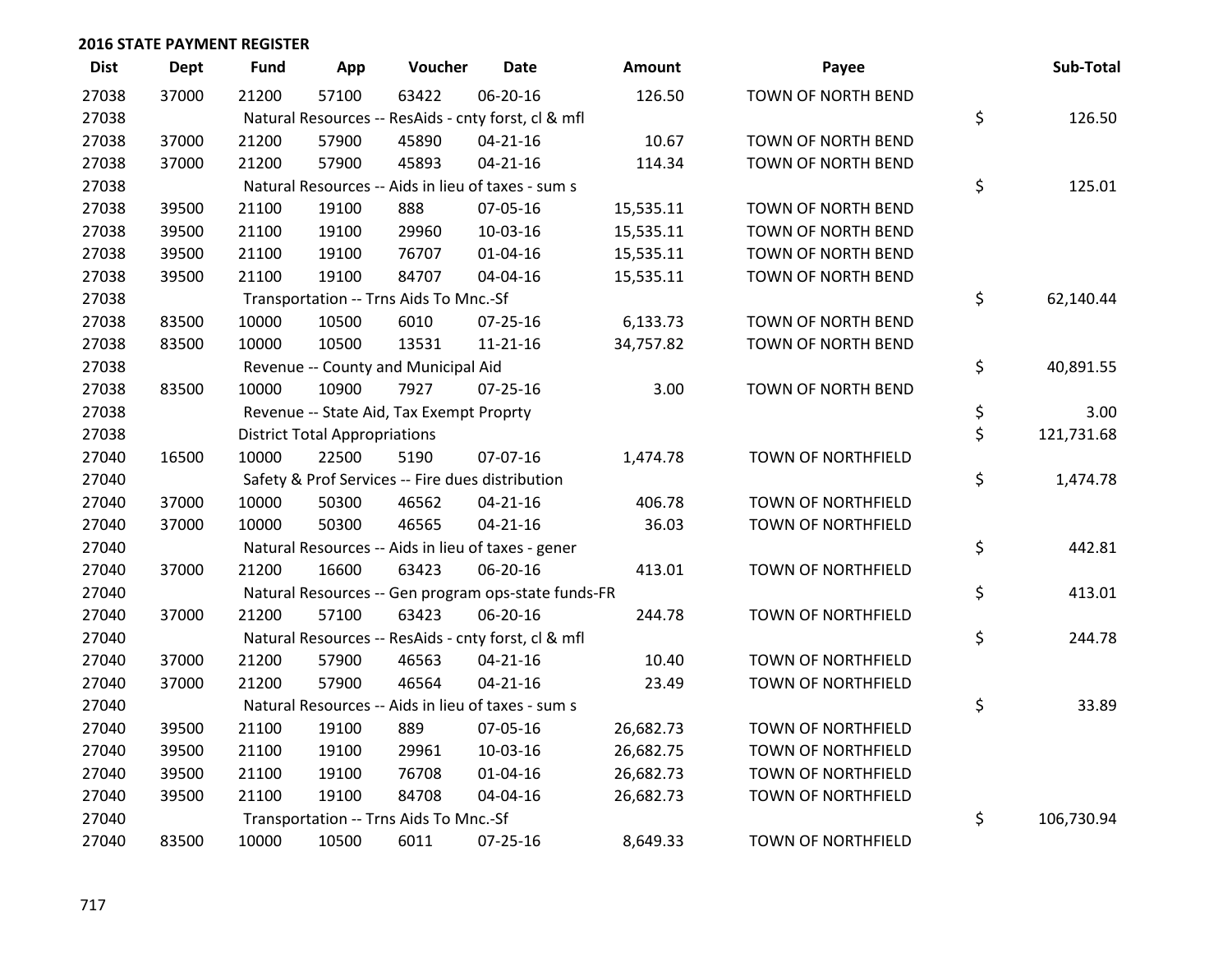## 2016 STATE PAYMENT REGISTER

| Dist | Dept | Fund | App | Voucher | Date | Amount | Payee | Sub-Total |
|---|---|---|---|---|---|---|---|---|
| 27038 | 37000 | 21200 | 57100 | 63422 | 06-20-16 | 126.50 | TOWN OF NORTH BEND | |
| 27038 | | Natural Resources -- ResAids - cnty forst, cl & mfl | | | | | | $ 126.50 |
| 27038 | 37000 | 21200 | 57900 | 45890 | 04-21-16 | 10.67 | TOWN OF NORTH BEND | |
| 27038 | 37000 | 21200 | 57900 | 45893 | 04-21-16 | 114.34 | TOWN OF NORTH BEND | |
| 27038 | | Natural Resources -- Aids in lieu of taxes - sum s | | | | | | $ 125.01 |
| 27038 | 39500 | 21100 | 19100 | 888 | 07-05-16 | 15,535.11 | TOWN OF NORTH BEND | |
| 27038 | 39500 | 21100 | 19100 | 29960 | 10-03-16 | 15,535.11 | TOWN OF NORTH BEND | |
| 27038 | 39500 | 21100 | 19100 | 76707 | 01-04-16 | 15,535.11 | TOWN OF NORTH BEND | |
| 27038 | 39500 | 21100 | 19100 | 84707 | 04-04-16 | 15,535.11 | TOWN OF NORTH BEND | |
| 27038 | | Transportation -- Trns Aids To Mnc.-Sf | | | | | | $ 62,140.44 |
| 27038 | 83500 | 10000 | 10500 | 6010 | 07-25-16 | 6,133.73 | TOWN OF NORTH BEND | |
| 27038 | 83500 | 10000 | 10500 | 13531 | 11-21-16 | 34,757.82 | TOWN OF NORTH BEND | |
| 27038 | | Revenue -- County and Municipal Aid | | | | | | $ 40,891.55 |
| 27038 | 83500 | 10000 | 10900 | 7927 | 07-25-16 | 3.00 | TOWN OF NORTH BEND | |
| 27038 | | Revenue -- State Aid, Tax Exempt Proprty | | | | | | $ 3.00 |
| 27038 | | District Total Appropriations | | | | | | $ 121,731.68 |
| 27040 | 16500 | 10000 | 22500 | 5190 | 07-07-16 | 1,474.78 | TOWN OF NORTHFIELD | |
| 27040 | | Safety & Prof Services -- Fire dues distribution | | | | | | $ 1,474.78 |
| 27040 | 37000 | 10000 | 50300 | 46562 | 04-21-16 | 406.78 | TOWN OF NORTHFIELD | |
| 27040 | 37000 | 10000 | 50300 | 46565 | 04-21-16 | 36.03 | TOWN OF NORTHFIELD | |
| 27040 | | Natural Resources -- Aids in lieu of taxes - gener | | | | | | $ 442.81 |
| 27040 | 37000 | 21200 | 16600 | 63423 | 06-20-16 | 413.01 | TOWN OF NORTHFIELD | |
| 27040 | | Natural Resources -- Gen program ops-state funds-FR | | | | | | $ 413.01 |
| 27040 | 37000 | 21200 | 57100 | 63423 | 06-20-16 | 244.78 | TOWN OF NORTHFIELD | |
| 27040 | | Natural Resources -- ResAids - cnty forst, cl & mfl | | | | | | $ 244.78 |
| 27040 | 37000 | 21200 | 57900 | 46563 | 04-21-16 | 10.40 | TOWN OF NORTHFIELD | |
| 27040 | 37000 | 21200 | 57900 | 46564 | 04-21-16 | 23.49 | TOWN OF NORTHFIELD | |
| 27040 | | Natural Resources -- Aids in lieu of taxes - sum s | | | | | | $ 33.89 |
| 27040 | 39500 | 21100 | 19100 | 889 | 07-05-16 | 26,682.73 | TOWN OF NORTHFIELD | |
| 27040 | 39500 | 21100 | 19100 | 29961 | 10-03-16 | 26,682.75 | TOWN OF NORTHFIELD | |
| 27040 | 39500 | 21100 | 19100 | 76708 | 01-04-16 | 26,682.73 | TOWN OF NORTHFIELD | |
| 27040 | 39500 | 21100 | 19100 | 84708 | 04-04-16 | 26,682.73 | TOWN OF NORTHFIELD | |
| 27040 | | Transportation -- Trns Aids To Mnc.-Sf | | | | | | $ 106,730.94 |
| 27040 | 83500 | 10000 | 10500 | 6011 | 07-25-16 | 8,649.33 | TOWN OF NORTHFIELD | |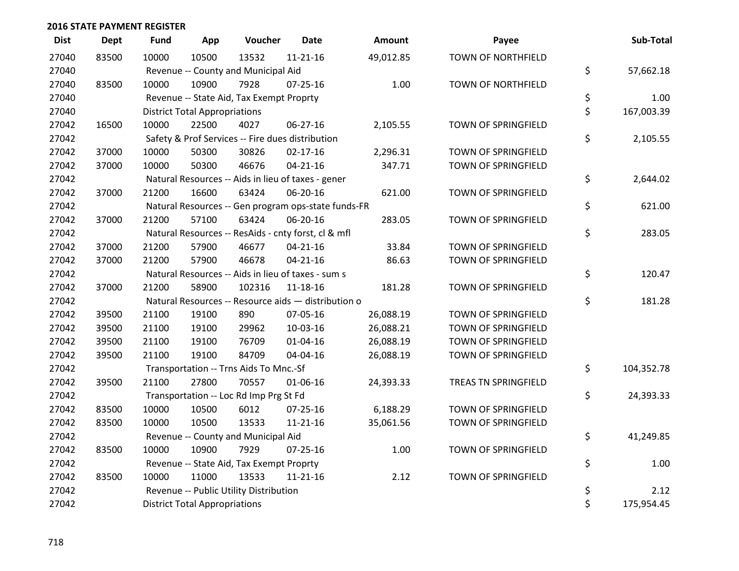**2016 STATE PAYMENT REGISTER**

| Dist | Dept | Fund | App | Voucher | Date | Amount | Payee | Sub-Total |
|---|---|---|---|---|---|---|---|---|
| 27040 | 83500 | 10000 | 10500 | 13532 | 11-21-16 | 49,012.85 | TOWN OF NORTHFIELD | |
| 27040 | | Revenue -- County and Municipal Aid | | | | | | $ 57,662.18 |
| 27040 | 83500 | 10000 | 10900 | 7928 | 07-25-16 | 1.00 | TOWN OF NORTHFIELD | |
| 27040 | | Revenue -- State Aid, Tax Exempt Proprty | | | | | | $ 1.00 |
| 27040 | | District Total Appropriations | | | | | | $ 167,003.39 |
| 27042 | 16500 | 10000 | 22500 | 4027 | 06-27-16 | 2,105.55 | TOWN OF SPRINGFIELD | |
| 27042 | | Safety & Prof Services -- Fire dues distribution | | | | | | $ 2,105.55 |
| 27042 | 37000 | 10000 | 50300 | 30826 | 02-17-16 | 2,296.31 | TOWN OF SPRINGFIELD | |
| 27042 | 37000 | 10000 | 50300 | 46676 | 04-21-16 | 347.71 | TOWN OF SPRINGFIELD | |
| 27042 | | Natural Resources -- Aids in lieu of taxes - gener | | | | | | $ 2,644.02 |
| 27042 | 37000 | 21200 | 16600 | 63424 | 06-20-16 | 621.00 | TOWN OF SPRINGFIELD | |
| 27042 | | Natural Resources -- Gen program ops-state funds-FR | | | | | | $ 621.00 |
| 27042 | 37000 | 21200 | 57100 | 63424 | 06-20-16 | 283.05 | TOWN OF SPRINGFIELD | |
| 27042 | | Natural Resources -- ResAids - cnty forst, cl & mfl | | | | | | $ 283.05 |
| 27042 | 37000 | 21200 | 57900 | 46677 | 04-21-16 | 33.84 | TOWN OF SPRINGFIELD | |
| 27042 | 37000 | 21200 | 57900 | 46678 | 04-21-16 | 86.63 | TOWN OF SPRINGFIELD | |
| 27042 | | Natural Resources -- Aids in lieu of taxes - sum s | | | | | | $ 120.47 |
| 27042 | 37000 | 21200 | 58900 | 102316 | 11-18-16 | 181.28 | TOWN OF SPRINGFIELD | |
| 27042 | | Natural Resources -- Resource aids — distribution o | | | | | | $ 181.28 |
| 27042 | 39500 | 21100 | 19100 | 890 | 07-05-16 | 26,088.19 | TOWN OF SPRINGFIELD | |
| 27042 | 39500 | 21100 | 19100 | 29962 | 10-03-16 | 26,088.21 | TOWN OF SPRINGFIELD | |
| 27042 | 39500 | 21100 | 19100 | 76709 | 01-04-16 | 26,088.19 | TOWN OF SPRINGFIELD | |
| 27042 | 39500 | 21100 | 19100 | 84709 | 04-04-16 | 26,088.19 | TOWN OF SPRINGFIELD | |
| 27042 | | Transportation -- Trns Aids To Mnc.-Sf | | | | | | $ 104,352.78 |
| 27042 | 39500 | 21100 | 27800 | 70557 | 01-06-16 | 24,393.33 | TREAS TN SPRINGFIELD | |
| 27042 | | Transportation -- Loc Rd Imp Prg St Fd | | | | | | $ 24,393.33 |
| 27042 | 83500 | 10000 | 10500 | 6012 | 07-25-16 | 6,188.29 | TOWN OF SPRINGFIELD | |
| 27042 | 83500 | 10000 | 10500 | 13533 | 11-21-16 | 35,061.56 | TOWN OF SPRINGFIELD | |
| 27042 | | Revenue -- County and Municipal Aid | | | | | | $ 41,249.85 |
| 27042 | 83500 | 10000 | 10900 | 7929 | 07-25-16 | 1.00 | TOWN OF SPRINGFIELD | |
| 27042 | | Revenue -- State Aid, Tax Exempt Proprty | | | | | | $ 1.00 |
| 27042 | 83500 | 10000 | 11000 | 13533 | 11-21-16 | 2.12 | TOWN OF SPRINGFIELD | |
| 27042 | | Revenue -- Public Utility Distribution | | | | | | $ 2.12 |
| 27042 | | District Total Appropriations | | | | | | $ 175,954.45 |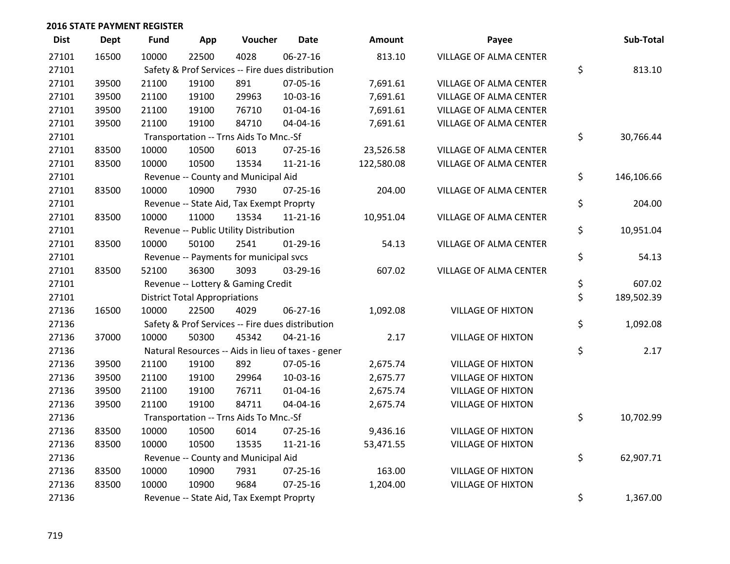## 2016 STATE PAYMENT REGISTER

| Dist | Dept | Fund | App | Voucher | Date | Amount | Payee | Sub-Total |
|---|---|---|---|---|---|---|---|---|
| 27101 | 16500 | 10000 | 22500 | 4028 | 06-27-16 | 813.10 | VILLAGE OF ALMA CENTER | |
| 27101 | | Safety & Prof Services -- Fire dues distribution | | | | | | $ 813.10 |
| 27101 | 39500 | 21100 | 19100 | 891 | 07-05-16 | 7,691.61 | VILLAGE OF ALMA CENTER | |
| 27101 | 39500 | 21100 | 19100 | 29963 | 10-03-16 | 7,691.61 | VILLAGE OF ALMA CENTER | |
| 27101 | 39500 | 21100 | 19100 | 76710 | 01-04-16 | 7,691.61 | VILLAGE OF ALMA CENTER | |
| 27101 | 39500 | 21100 | 19100 | 84710 | 04-04-16 | 7,691.61 | VILLAGE OF ALMA CENTER | |
| 27101 | | Transportation -- Trns Aids To Mnc.-Sf | | | | | | $ 30,766.44 |
| 27101 | 83500 | 10000 | 10500 | 6013 | 07-25-16 | 23,526.58 | VILLAGE OF ALMA CENTER | |
| 27101 | 83500 | 10000 | 10500 | 13534 | 11-21-16 | 122,580.08 | VILLAGE OF ALMA CENTER | |
| 27101 | | Revenue -- County and Municipal Aid | | | | | | $ 146,106.66 |
| 27101 | 83500 | 10000 | 10900 | 7930 | 07-25-16 | 204.00 | VILLAGE OF ALMA CENTER | |
| 27101 | | Revenue -- State Aid, Tax Exempt Proprty | | | | | | $ 204.00 |
| 27101 | 83500 | 10000 | 11000 | 13534 | 11-21-16 | 10,951.04 | VILLAGE OF ALMA CENTER | |
| 27101 | | Revenue -- Public Utility Distribution | | | | | | $ 10,951.04 |
| 27101 | 83500 | 10000 | 50100 | 2541 | 01-29-16 | 54.13 | VILLAGE OF ALMA CENTER | |
| 27101 | | Revenue -- Payments for municipal svcs | | | | | | $ 54.13 |
| 27101 | 83500 | 52100 | 36300 | 3093 | 03-29-16 | 607.02 | VILLAGE OF ALMA CENTER | |
| 27101 | | Revenue -- Lottery & Gaming Credit | | | | | | $ 607.02 |
| 27101 | | District Total Appropriations | | | | | | $ 189,502.39 |
| 27136 | 16500 | 10000 | 22500 | 4029 | 06-27-16 | 1,092.08 | VILLAGE OF HIXTON | |
| 27136 | | Safety & Prof Services -- Fire dues distribution | | | | | | $ 1,092.08 |
| 27136 | 37000 | 10000 | 50300 | 45342 | 04-21-16 | 2.17 | VILLAGE OF HIXTON | |
| 27136 | | Natural Resources -- Aids in lieu of taxes - gener | | | | | | $ 2.17 |
| 27136 | 39500 | 21100 | 19100 | 892 | 07-05-16 | 2,675.74 | VILLAGE OF HIXTON | |
| 27136 | 39500 | 21100 | 19100 | 29964 | 10-03-16 | 2,675.77 | VILLAGE OF HIXTON | |
| 27136 | 39500 | 21100 | 19100 | 76711 | 01-04-16 | 2,675.74 | VILLAGE OF HIXTON | |
| 27136 | 39500 | 21100 | 19100 | 84711 | 04-04-16 | 2,675.74 | VILLAGE OF HIXTON | |
| 27136 | | Transportation -- Trns Aids To Mnc.-Sf | | | | | | $ 10,702.99 |
| 27136 | 83500 | 10000 | 10500 | 6014 | 07-25-16 | 9,436.16 | VILLAGE OF HIXTON | |
| 27136 | 83500 | 10000 | 10500 | 13535 | 11-21-16 | 53,471.55 | VILLAGE OF HIXTON | |
| 27136 | | Revenue -- County and Municipal Aid | | | | | | $ 62,907.71 |
| 27136 | 83500 | 10000 | 10900 | 7931 | 07-25-16 | 163.00 | VILLAGE OF HIXTON | |
| 27136 | 83500 | 10000 | 10900 | 9684 | 07-25-16 | 1,204.00 | VILLAGE OF HIXTON | |
| 27136 | | Revenue -- State Aid, Tax Exempt Proprty | | | | | | $ 1,367.00 |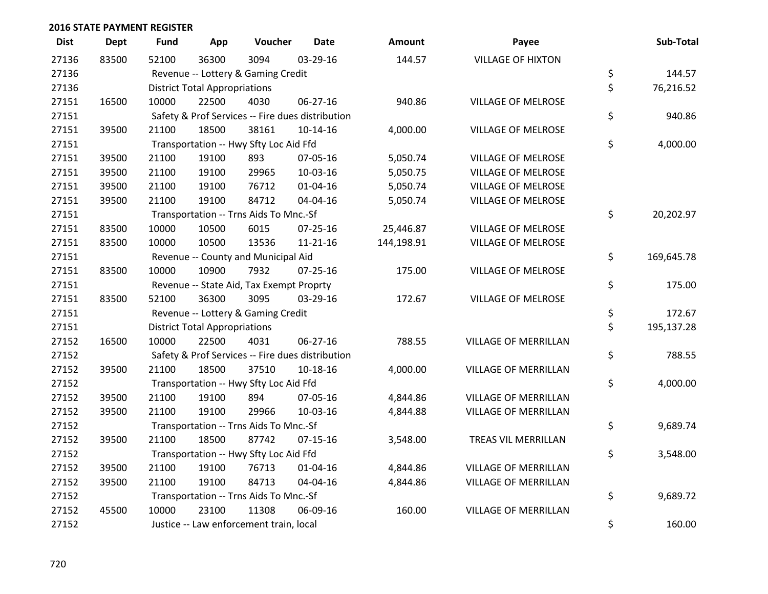## 2016 STATE PAYMENT REGISTER

| Dist | Dept | Fund | App | Voucher | Date | Amount | Payee | | Sub-Total |
|---|---|---|---|---|---|---|---|---|---|
| 27136 | 83500 | 52100 | 36300 | 3094 | 03-29-16 | 144.57 | VILLAGE OF HIXTON | | |
| 27136 | | Revenue -- Lottery & Gaming Credit | | | | | | $ | 144.57 |
| 27136 | | District Total Appropriations | | | | | | $ | 76,216.52 |
| 27151 | 16500 | 10000 | 22500 | 4030 | 06-27-16 | 940.86 | VILLAGE OF MELROSE | | |
| 27151 | | Safety & Prof Services -- Fire dues distribution | | | | | | $ | 940.86 |
| 27151 | 39500 | 21100 | 18500 | 38161 | 10-14-16 | 4,000.00 | VILLAGE OF MELROSE | | |
| 27151 | | Transportation -- Hwy Sfty Loc Aid Ffd | | | | | | $ | 4,000.00 |
| 27151 | 39500 | 21100 | 19100 | 893 | 07-05-16 | 5,050.74 | VILLAGE OF MELROSE | | |
| 27151 | 39500 | 21100 | 19100 | 29965 | 10-03-16 | 5,050.75 | VILLAGE OF MELROSE | | |
| 27151 | 39500 | 21100 | 19100 | 76712 | 01-04-16 | 5,050.74 | VILLAGE OF MELROSE | | |
| 27151 | 39500 | 21100 | 19100 | 84712 | 04-04-16 | 5,050.74 | VILLAGE OF MELROSE | | |
| 27151 | | Transportation -- Trns Aids To Mnc.-Sf | | | | | | $ | 20,202.97 |
| 27151 | 83500 | 10000 | 10500 | 6015 | 07-25-16 | 25,446.87 | VILLAGE OF MELROSE | | |
| 27151 | 83500 | 10000 | 10500 | 13536 | 11-21-16 | 144,198.91 | VILLAGE OF MELROSE | | |
| 27151 | | Revenue -- County and Municipal Aid | | | | | | $ | 169,645.78 |
| 27151 | 83500 | 10000 | 10900 | 7932 | 07-25-16 | 175.00 | VILLAGE OF MELROSE | | |
| 27151 | | Revenue -- State Aid, Tax Exempt Proprty | | | | | | $ | 175.00 |
| 27151 | 83500 | 52100 | 36300 | 3095 | 03-29-16 | 172.67 | VILLAGE OF MELROSE | | |
| 27151 | | Revenue -- Lottery & Gaming Credit | | | | | | $ | 172.67 |
| 27151 | | District Total Appropriations | | | | | | $ | 195,137.28 |
| 27152 | 16500 | 10000 | 22500 | 4031 | 06-27-16 | 788.55 | VILLAGE OF MERRILLAN | | |
| 27152 | | Safety & Prof Services -- Fire dues distribution | | | | | | $ | 788.55 |
| 27152 | 39500 | 21100 | 18500 | 37510 | 10-18-16 | 4,000.00 | VILLAGE OF MERRILLAN | | |
| 27152 | | Transportation -- Hwy Sfty Loc Aid Ffd | | | | | | $ | 4,000.00 |
| 27152 | 39500 | 21100 | 19100 | 894 | 07-05-16 | 4,844.86 | VILLAGE OF MERRILLAN | | |
| 27152 | 39500 | 21100 | 19100 | 29966 | 10-03-16 | 4,844.88 | VILLAGE OF MERRILLAN | | |
| 27152 | | Transportation -- Trns Aids To Mnc.-Sf | | | | | | $ | 9,689.74 |
| 27152 | 39500 | 21100 | 18500 | 87742 | 07-15-16 | 3,548.00 | TREAS VIL MERRILLAN | | |
| 27152 | | Transportation -- Hwy Sfty Loc Aid Ffd | | | | | | $ | 3,548.00 |
| 27152 | 39500 | 21100 | 19100 | 76713 | 01-04-16 | 4,844.86 | VILLAGE OF MERRILLAN | | |
| 27152 | 39500 | 21100 | 19100 | 84713 | 04-04-16 | 4,844.86 | VILLAGE OF MERRILLAN | | |
| 27152 | | Transportation -- Trns Aids To Mnc.-Sf | | | | | | $ | 9,689.72 |
| 27152 | 45500 | 10000 | 23100 | 11308 | 06-09-16 | 160.00 | VILLAGE OF MERRILLAN | | |
| 27152 | | Justice -- Law enforcement train, local | | | | | | $ | 160.00 |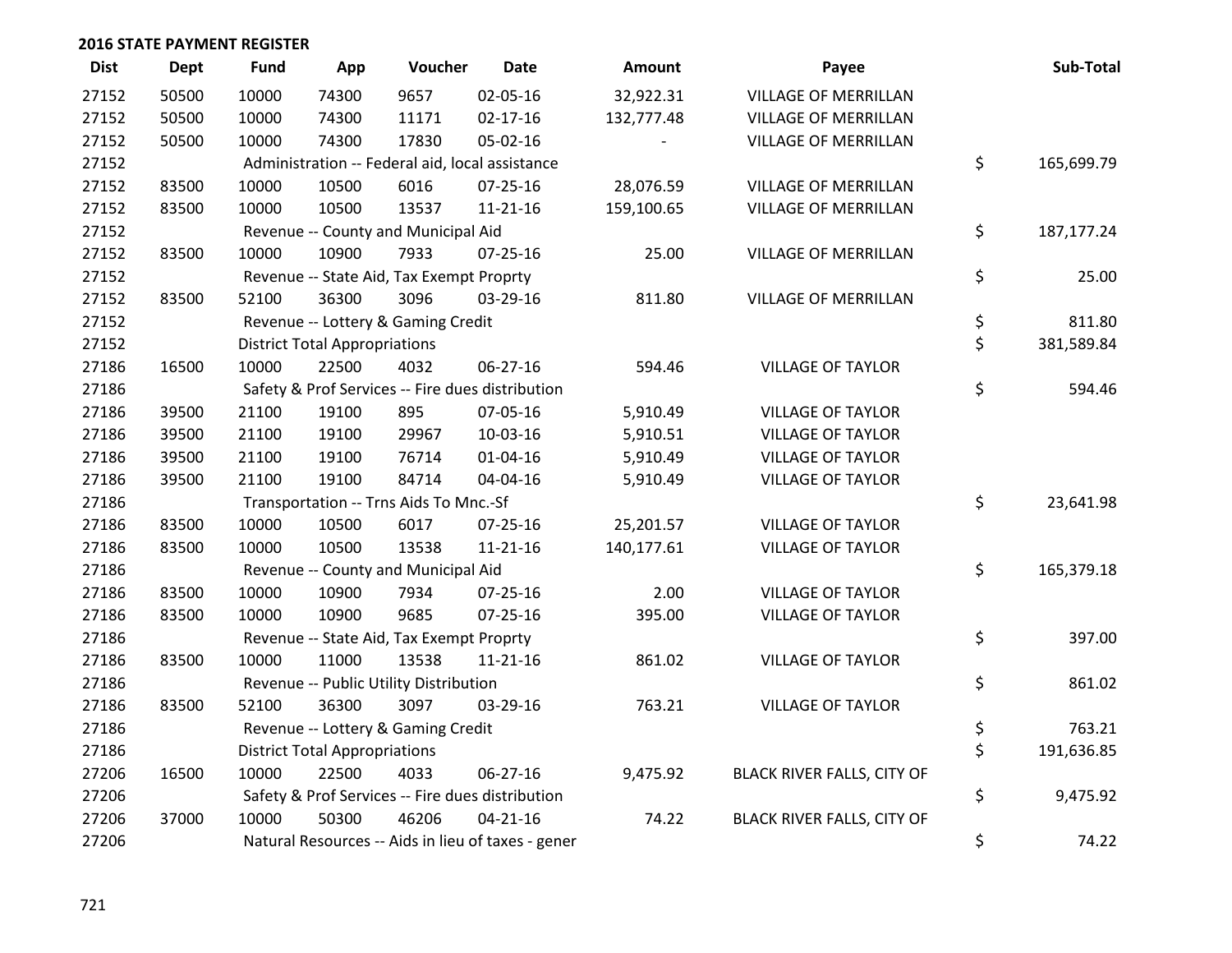## 2016 STATE PAYMENT REGISTER

| Dist | Dept | Fund | App | Voucher | Date | Amount | Payee | Sub-Total |
|---|---|---|---|---|---|---|---|---|
| 27152 | 50500 | 10000 | 74300 | 9657 | 02-05-16 | 32,922.31 | VILLAGE OF MERRILLAN | |
| 27152 | 50500 | 10000 | 74300 | 11171 | 02-17-16 | 132,777.48 | VILLAGE OF MERRILLAN | |
| 27152 | 50500 | 10000 | 74300 | 17830 | 05-02-16 | - | VILLAGE OF MERRILLAN | |
| 27152 | | Administration -- Federal aid, local assistance | | | | | | $ 165,699.79 |
| 27152 | 83500 | 10000 | 10500 | 6016 | 07-25-16 | 28,076.59 | VILLAGE OF MERRILLAN | |
| 27152 | 83500 | 10000 | 10500 | 13537 | 11-21-16 | 159,100.65 | VILLAGE OF MERRILLAN | |
| 27152 | | Revenue -- County and Municipal Aid | | | | | | $ 187,177.24 |
| 27152 | 83500 | 10000 | 10900 | 7933 | 07-25-16 | 25.00 | VILLAGE OF MERRILLAN | |
| 27152 | | Revenue -- State Aid, Tax Exempt Proprty | | | | | | $ 25.00 |
| 27152 | 83500 | 52100 | 36300 | 3096 | 03-29-16 | 811.80 | VILLAGE OF MERRILLAN | |
| 27152 | | Revenue -- Lottery & Gaming Credit | | | | | | $ 811.80 |
| 27152 | | District Total Appropriations | | | | | | $ 381,589.84 |
| 27186 | 16500 | 10000 | 22500 | 4032 | 06-27-16 | 594.46 | VILLAGE OF TAYLOR | |
| 27186 | | Safety & Prof Services -- Fire dues distribution | | | | | | $ 594.46 |
| 27186 | 39500 | 21100 | 19100 | 895 | 07-05-16 | 5,910.49 | VILLAGE OF TAYLOR | |
| 27186 | 39500 | 21100 | 19100 | 29967 | 10-03-16 | 5,910.51 | VILLAGE OF TAYLOR | |
| 27186 | 39500 | 21100 | 19100 | 76714 | 01-04-16 | 5,910.49 | VILLAGE OF TAYLOR | |
| 27186 | 39500 | 21100 | 19100 | 84714 | 04-04-16 | 5,910.49 | VILLAGE OF TAYLOR | |
| 27186 | | Transportation -- Trns Aids To Mnc.-Sf | | | | | | $ 23,641.98 |
| 27186 | 83500 | 10000 | 10500 | 6017 | 07-25-16 | 25,201.57 | VILLAGE OF TAYLOR | |
| 27186 | 83500 | 10000 | 10500 | 13538 | 11-21-16 | 140,177.61 | VILLAGE OF TAYLOR | |
| 27186 | | Revenue -- County and Municipal Aid | | | | | | $ 165,379.18 |
| 27186 | 83500 | 10000 | 10900 | 7934 | 07-25-16 | 2.00 | VILLAGE OF TAYLOR | |
| 27186 | 83500 | 10000 | 10900 | 9685 | 07-25-16 | 395.00 | VILLAGE OF TAYLOR | |
| 27186 | | Revenue -- State Aid, Tax Exempt Proprty | | | | | | $ 397.00 |
| 27186 | 83500 | 10000 | 11000 | 13538 | 11-21-16 | 861.02 | VILLAGE OF TAYLOR | |
| 27186 | | Revenue -- Public Utility Distribution | | | | | | $ 861.02 |
| 27186 | 83500 | 52100 | 36300 | 3097 | 03-29-16 | 763.21 | VILLAGE OF TAYLOR | |
| 27186 | | Revenue -- Lottery & Gaming Credit | | | | | | $ 763.21 |
| 27186 | | District Total Appropriations | | | | | | $ 191,636.85 |
| 27206 | 16500 | 10000 | 22500 | 4033 | 06-27-16 | 9,475.92 | BLACK RIVER FALLS, CITY OF | |
| 27206 | | Safety & Prof Services -- Fire dues distribution | | | | | | $ 9,475.92 |
| 27206 | 37000 | 10000 | 50300 | 46206 | 04-21-16 | 74.22 | BLACK RIVER FALLS, CITY OF | |
| 27206 | | Natural Resources -- Aids in lieu of taxes - gener | | | | | | $ 74.22 |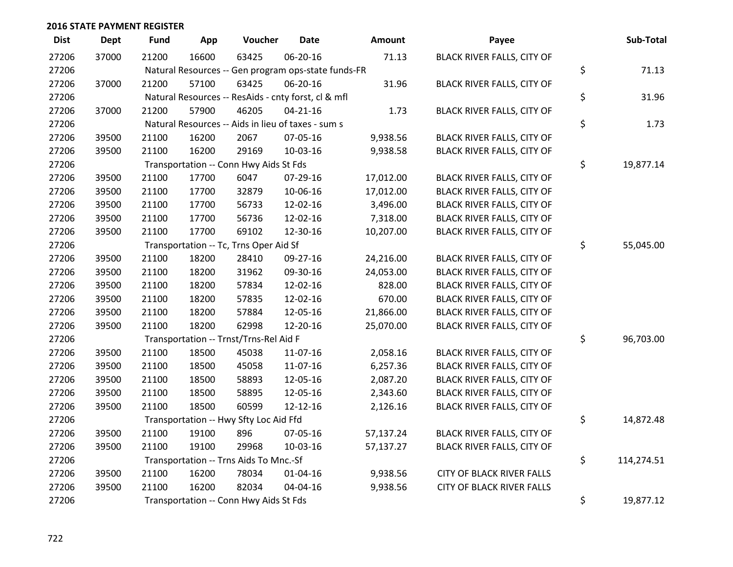## 2016 STATE PAYMENT REGISTER

| Dist | Dept | Fund | App | Voucher | Date | Amount | Payee | Sub-Total |
|---|---|---|---|---|---|---|---|---|
| 27206 | 37000 | 21200 | 16600 | 63425 | 06-20-16 | 71.13 | BLACK RIVER FALLS, CITY OF | |
| 27206 | | Natural Resources -- Gen program ops-state funds-FR | | | | | | $ 71.13 |
| 27206 | 37000 | 21200 | 57100 | 63425 | 06-20-16 | 31.96 | BLACK RIVER FALLS, CITY OF | |
| 27206 | | Natural Resources -- ResAids - cnty forst, cl & mfl | | | | | | $ 31.96 |
| 27206 | 37000 | 21200 | 57900 | 46205 | 04-21-16 | 1.73 | BLACK RIVER FALLS, CITY OF | |
| 27206 | | Natural Resources -- Aids in lieu of taxes - sum s | | | | | | $ 1.73 |
| 27206 | 39500 | 21100 | 16200 | 2067 | 07-05-16 | 9,938.56 | BLACK RIVER FALLS, CITY OF | |
| 27206 | 39500 | 21100 | 16200 | 29169 | 10-03-16 | 9,938.58 | BLACK RIVER FALLS, CITY OF | |
| 27206 | | Transportation -- Conn Hwy Aids St Fds | | | | | | $ 19,877.14 |
| 27206 | 39500 | 21100 | 17700 | 6047 | 07-29-16 | 17,012.00 | BLACK RIVER FALLS, CITY OF | |
| 27206 | 39500 | 21100 | 17700 | 32879 | 10-06-16 | 17,012.00 | BLACK RIVER FALLS, CITY OF | |
| 27206 | 39500 | 21100 | 17700 | 56733 | 12-02-16 | 3,496.00 | BLACK RIVER FALLS, CITY OF | |
| 27206 | 39500 | 21100 | 17700 | 56736 | 12-02-16 | 7,318.00 | BLACK RIVER FALLS, CITY OF | |
| 27206 | 39500 | 21100 | 17700 | 69102 | 12-30-16 | 10,207.00 | BLACK RIVER FALLS, CITY OF | |
| 27206 | | Transportation -- Tc, Trns Oper Aid Sf | | | | | | $ 55,045.00 |
| 27206 | 39500 | 21100 | 18200 | 28410 | 09-27-16 | 24,216.00 | BLACK RIVER FALLS, CITY OF | |
| 27206 | 39500 | 21100 | 18200 | 31962 | 09-30-16 | 24,053.00 | BLACK RIVER FALLS, CITY OF | |
| 27206 | 39500 | 21100 | 18200 | 57834 | 12-02-16 | 828.00 | BLACK RIVER FALLS, CITY OF | |
| 27206 | 39500 | 21100 | 18200 | 57835 | 12-02-16 | 670.00 | BLACK RIVER FALLS, CITY OF | |
| 27206 | 39500 | 21100 | 18200 | 57884 | 12-05-16 | 21,866.00 | BLACK RIVER FALLS, CITY OF | |
| 27206 | 39500 | 21100 | 18200 | 62998 | 12-20-16 | 25,070.00 | BLACK RIVER FALLS, CITY OF | |
| 27206 | | Transportation -- Trnst/Trns-Rel Aid F | | | | | | $ 96,703.00 |
| 27206 | 39500 | 21100 | 18500 | 45038 | 11-07-16 | 2,058.16 | BLACK RIVER FALLS, CITY OF | |
| 27206 | 39500 | 21100 | 18500 | 45058 | 11-07-16 | 6,257.36 | BLACK RIVER FALLS, CITY OF | |
| 27206 | 39500 | 21100 | 18500 | 58893 | 12-05-16 | 2,087.20 | BLACK RIVER FALLS, CITY OF | |
| 27206 | 39500 | 21100 | 18500 | 58895 | 12-05-16 | 2,343.60 | BLACK RIVER FALLS, CITY OF | |
| 27206 | 39500 | 21100 | 18500 | 60599 | 12-12-16 | 2,126.16 | BLACK RIVER FALLS, CITY OF | |
| 27206 | | Transportation -- Hwy Sfty Loc Aid Ffd | | | | | | $ 14,872.48 |
| 27206 | 39500 | 21100 | 19100 | 896 | 07-05-16 | 57,137.24 | BLACK RIVER FALLS, CITY OF | |
| 27206 | 39500 | 21100 | 19100 | 29968 | 10-03-16 | 57,137.27 | BLACK RIVER FALLS, CITY OF | |
| 27206 | | Transportation -- Trns Aids To Mnc.-Sf | | | | | | $ 114,274.51 |
| 27206 | 39500 | 21100 | 16200 | 78034 | 01-04-16 | 9,938.56 | CITY OF BLACK RIVER FALLS | |
| 27206 | 39500 | 21100 | 16200 | 82034 | 04-04-16 | 9,938.56 | CITY OF BLACK RIVER FALLS | |
| 27206 | | Transportation -- Conn Hwy Aids St Fds | | | | | | $ 19,877.12 |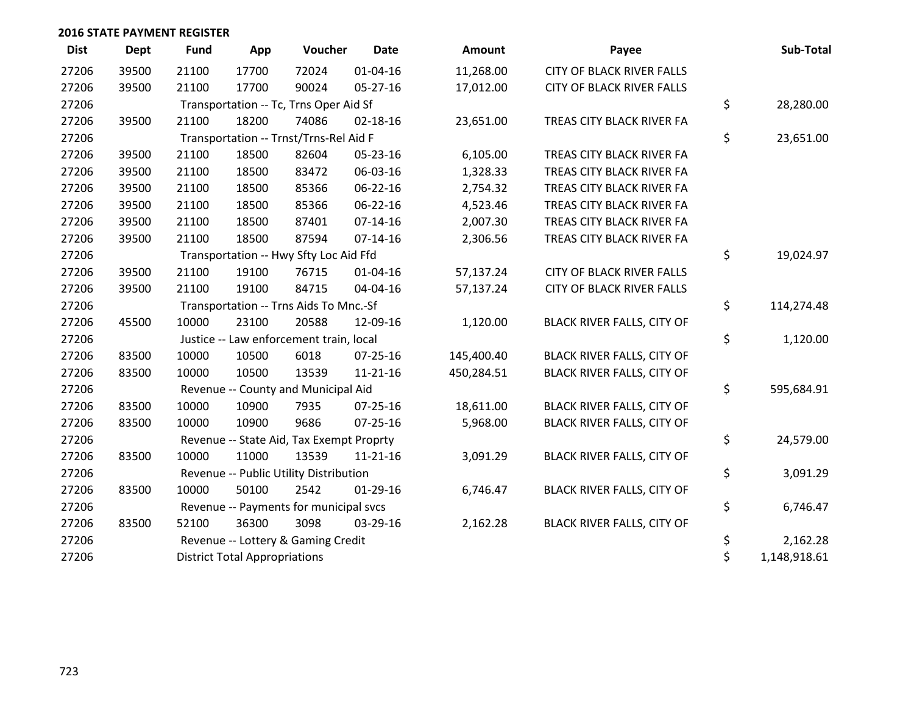## 2016 STATE PAYMENT REGISTER

| Dist | Dept | Fund | App | Voucher | Date | Amount | Payee | Sub-Total |
|---|---|---|---|---|---|---|---|---|
| 27206 | 39500 | 21100 | 17700 | 72024 | 01-04-16 | 11,268.00 | CITY OF BLACK RIVER FALLS | |
| 27206 | 39500 | 21100 | 17700 | 90024 | 05-27-16 | 17,012.00 | CITY OF BLACK RIVER FALLS | |
| 27206 | | Transportation -- Tc, Trns Oper Aid Sf | | | | | | $ 28,280.00 |
| 27206 | 39500 | 21100 | 18200 | 74086 | 02-18-16 | 23,651.00 | TREAS CITY BLACK RIVER FA | |
| 27206 | | Transportation -- Trnst/Trns-Rel Aid F | | | | | | $ 23,651.00 |
| 27206 | 39500 | 21100 | 18500 | 82604 | 05-23-16 | 6,105.00 | TREAS CITY BLACK RIVER FA | |
| 27206 | 39500 | 21100 | 18500 | 83472 | 06-03-16 | 1,328.33 | TREAS CITY BLACK RIVER FA | |
| 27206 | 39500 | 21100 | 18500 | 85366 | 06-22-16 | 2,754.32 | TREAS CITY BLACK RIVER FA | |
| 27206 | 39500 | 21100 | 18500 | 85366 | 06-22-16 | 4,523.46 | TREAS CITY BLACK RIVER FA | |
| 27206 | 39500 | 21100 | 18500 | 87401 | 07-14-16 | 2,007.30 | TREAS CITY BLACK RIVER FA | |
| 27206 | 39500 | 21100 | 18500 | 87594 | 07-14-16 | 2,306.56 | TREAS CITY BLACK RIVER FA | |
| 27206 | | Transportation -- Hwy Sfty Loc Aid Ffd | | | | | | $ 19,024.97 |
| 27206 | 39500 | 21100 | 19100 | 76715 | 01-04-16 | 57,137.24 | CITY OF BLACK RIVER FALLS | |
| 27206 | 39500 | 21100 | 19100 | 84715 | 04-04-16 | 57,137.24 | CITY OF BLACK RIVER FALLS | |
| 27206 | | Transportation -- Trns Aids To Mnc.-Sf | | | | | | $ 114,274.48 |
| 27206 | 45500 | 10000 | 23100 | 20588 | 12-09-16 | 1,120.00 | BLACK RIVER FALLS, CITY OF | |
| 27206 | | Justice -- Law enforcement train, local | | | | | | $ 1,120.00 |
| 27206 | 83500 | 10000 | 10500 | 6018 | 07-25-16 | 145,400.40 | BLACK RIVER FALLS, CITY OF | |
| 27206 | 83500 | 10000 | 10500 | 13539 | 11-21-16 | 450,284.51 | BLACK RIVER FALLS, CITY OF | |
| 27206 | | Revenue -- County and Municipal Aid | | | | | | $ 595,684.91 |
| 27206 | 83500 | 10000 | 10900 | 7935 | 07-25-16 | 18,611.00 | BLACK RIVER FALLS, CITY OF | |
| 27206 | 83500 | 10000 | 10900 | 9686 | 07-25-16 | 5,968.00 | BLACK RIVER FALLS, CITY OF | |
| 27206 | | Revenue -- State Aid, Tax Exempt Proprty | | | | | | $ 24,579.00 |
| 27206 | 83500 | 10000 | 11000 | 13539 | 11-21-16 | 3,091.29 | BLACK RIVER FALLS, CITY OF | |
| 27206 | | Revenue -- Public Utility Distribution | | | | | | $ 3,091.29 |
| 27206 | 83500 | 10000 | 50100 | 2542 | 01-29-16 | 6,746.47 | BLACK RIVER FALLS, CITY OF | |
| 27206 | | Revenue -- Payments for municipal svcs | | | | | | $ 6,746.47 |
| 27206 | 83500 | 52100 | 36300 | 3098 | 03-29-16 | 2,162.28 | BLACK RIVER FALLS, CITY OF | |
| 27206 | | Revenue -- Lottery & Gaming Credit | | | | | | $ 2,162.28 |
| 27206 | | District Total Appropriations | | | | | | $ 1,148,918.61 |